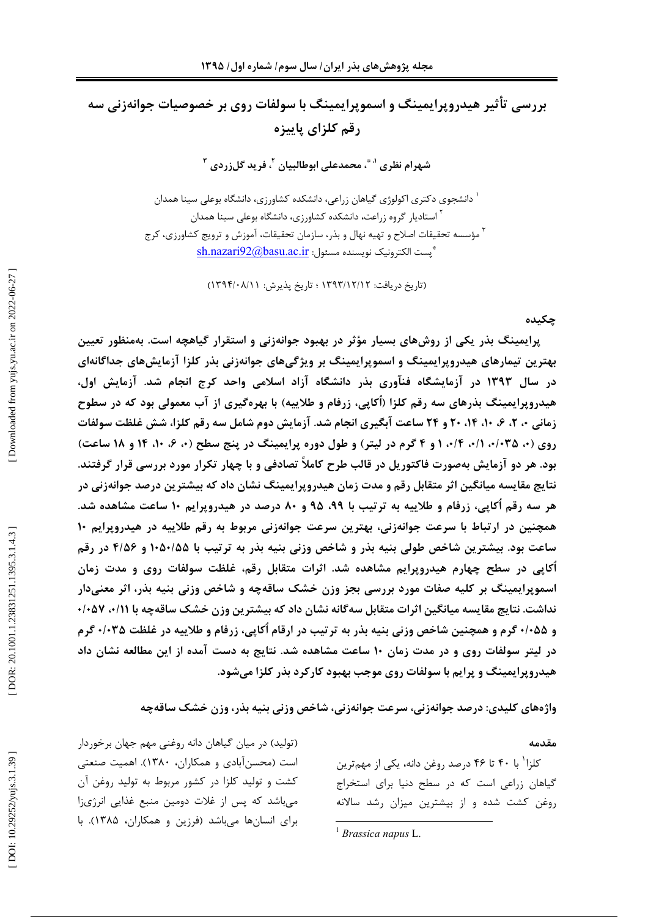# بررسی تأثیر هیدروپرایمینگ و اسموپرایمینگ با سولفات روی بر خصوصیات جوانه‌زنی سه رقم کلزای پاییزه

**شهرام نظری [1,*]، محمدعلی ابوطالبیان [2]، فرید گل‌زردی [3]**

[1] دانشجوی دکتری اکولوژی گیاهان زراعی، دانشکده کشاورزی، دانشگاه بوعلی سینا همدان
[2] استادیار گروه زراعت، دانشکده کشاورزی، دانشگاه بوعلی سینا همدان
[3] مؤسسه تحقیقات اصلاح و تهیه نهال و بذر، سازمان تحقیقات، آموزش و ترویج کشاورزی، کرج
*پست الکترونیک نویسنده مسئول: sh.nazari92@basu.ac.ir

(تاریخ دریافت: ۱۳۹۳/۱۲/۱۲ ؛ تاریخ پذیرش: ۱۳۹۴/۰۸/۱۱)

## چکیده

**پرایمینگ بذر یکی از روش‌های بسیار مؤثر در بهبود جوانه‌زنی و استقرار گیاهچه است. به‌منظور تعیین بهترین تیمارهای هیدروپرایمینگ و اسموپرایمینگ بر ویژگی‌های جوانه‌زنی بذر کلزا آزمایش‌های جداگانه‌ای در سال ۱۳۹۳ در آزمایشگاه فنآوری بذر دانشگاه آزاد اسلامی واحد کرج انجام شد. آزمایش اول، هیدروپرایمینگ بذرهای سه رقم کلزا (اُکاپی، زرفام و طلاییه) با بهره‌گیری از آب معمولی بود که در سطوح زمانی ۰، ۲، ۶، ۱۰، ۱۴، ۲۰ و ۲۴ ساعت آبگیری انجام شد. آزمایش دوم شامل سه رقم کلزا، شش غلظت سولفات روی (۰، ۰/۰۳۵، ۰/۱، ۰/۴، ۱ و ۴ گرم در لیتر) و طول دوره پرایمینگ در پنج سطح (۰، ۶، ۱۰، ۱۴ و ۱۸ ساعت) بود. هر دو آزمایش به‌صورت فاکتوریل در قالب طرح کاملاً تصادفی و با چهار تکرار مورد بررسی قرار گرفتند. نتایج مقایسه میانگین اثر متقابل رقم و مدت زمان هیدروپرایمینگ نشان داد که بیشترین درصد جوانه‌زنی در هر سه رقم اُکاپی، زرفام و طلاییه به ترتیب با ۹۹، ۹۵ و ۸۰ درصد در هیدروپرایم ۱۰ ساعت مشاهده شد. همچنین در ارتباط با سرعت جوانه‌زنی، بهترین سرعت جوانه‌زنی مربوط به رقم طلاییه در هیدروپرایم ۱۰ ساعت بود. بیشترین شاخص طولی بنیه بذر و شاخص وزنی بنیه بذر به ترتیب با ۱۰۵۰/۵۵ و ۴/۵۶ در رقم اُکاپی در سطح چهارم هیدروپرایم مشاهده شد. اثرات متقابل رقم، غلظت سولفات روی و مدت زمان اسموپرایمینگ بر کلیه صفات مورد بررسی بجز وزن خشک ساقه‌چه و شاخص وزنی بنیه بذر، اثر معنی‌دار نداشت. نتایج مقایسه میانگین اثرات متقابل سه‌گانه نشان داد که بیشترین وزن خشک ساقه‌چه با ۰/۱۱، ۰/۰۵۷ و ۰/۰۵۵ گرم و همچنین شاخص وزنی بنیه بذر به ترتیب در ارقام اُکاپی، زرفام و طلاییه در غلظت ۰/۰۳۵ گرم در لیتر سولفات روی و در مدت زمان ۱۰ ساعت مشاهده شد. نتایج به دست آمده از این مطالعه نشان داد هیدروپرایمینگ و پرایم با سولفات روی موجب بهبود کارکرد بذر کلزا می‌شود.**

**واژه‌های کلیدی: درصد جوانه‌زنی، سرعت جوانه‌زنی، شاخص وزنی بنیه بذر، وزن خشک ساقه‌چه**

## مقدمه

کلزا[1] با ۴۰ تا ۴۶ درصد روغن دانه، یکی از مهم‌ترین گیاهان زراعی است که در سطح دنیا برای استخراج روغن کشت شده و از بیشترین میزان رشد سالانه (تولید) در میان گیاهان دانه روغنی مهم جهان برخوردار است (محسن‌آبادی و همکاران، ۱۳۸۰). اهمیت صنعتی کشت و تولید کلزا در کشور مربوط به تولید روغن آن می‌باشد که پس از غلات دومین منبع غذایی انرژی‌زا برای انسان‌ها می‌باشد (فرزین و همکاران، ۱۳۸۵). با

[1] *Brassica napus* L.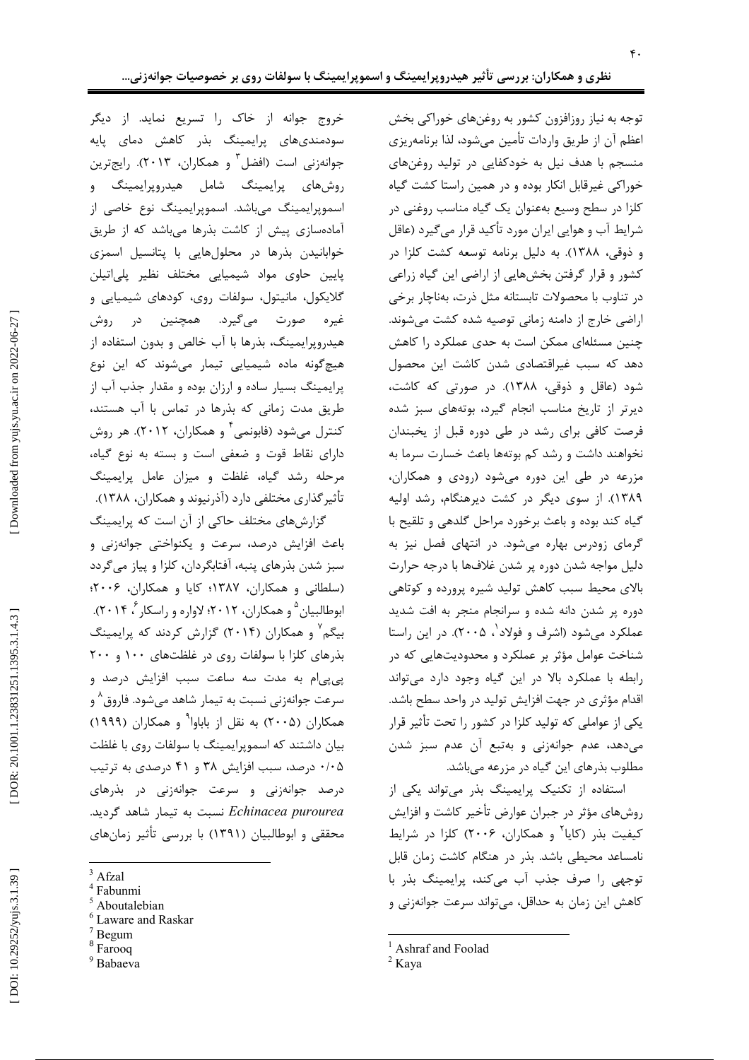توجه به نیاز روزافزون کشور به روغن‌های خوراکی بخش اعظم آن از طریق واردات تأمین می‌شود، لذا برنامه‌ریزی منسجم با هدف نیل به خودکفایی در تولید روغن‌های خوراکی غیرقابل انکار بوده و در همین راستا کشت گیاه کلزا در سطح وسیع به‌عنوان یک گیاه مناسب روغنی در شرایط آب و هوایی ایران مورد تأکید قرار می‌گیرد (عاقل و ذوقی، ۱۳۸۸). به دلیل برنامه توسعه کشت کلزا در کشور و قرار گرفتن بخش‌هایی از اراضی این گیاه زراعی در تناوب با محصولات تابستانه مثل ذرت، به‌ناچار برخی اراضی خارج از دامنه زمانی توصیه شده کشت می‌شوند. چنین مسئله‌ای ممکن است به حدی عملکرد را کاهش دهد که سبب غیراقتصادی شدن کاشت این محصول شود (عاقل و ذوقی، ۱۳۸۸). در صورتی که کاشت، دیرتر از تاریخ مناسب انجام گیرد، بوته‌های سبز شده فرصت کافی برای رشد در طی دوره قبل از یخبندان نخواهند داشت و رشد کم بوته‌ها باعث خسارت سرما به مزرعه در طی این دوره می‌شود (رودی و همکاران، ۱۳۸۹). از سوی دیگر در کشت دیرهنگام، رشد اولیه گیاه کند بوده و باعث برخورد مراحل گلدهی و تلقیح با گرمای زودرس بهاره می‌شود. در انتهای فصل نیز به دلیل مواجه شدن دوره پر شدن غلاف‌ها با درجه حرارت بالای محیط سبب کاهش تولید شیره پرورده و کوتاهی دوره پر شدن دانه شده و سرانجام منجر به افت شدید عملکرد می‌شود (اشرف و فولاد[1]، ۲۰۰۵). در این راستا شناخت عوامل مؤثر بر عملکرد و محدودیت‌هایی که در رابطه با عملکرد بالا در این گیاه وجود دارد می‌تواند اقدام مؤثری در جهت افزایش تولید در واحد سطح باشد. یکی از عواملی که تولید کلزا در کشور را تحت تأثیر قرار می‌دهد، عدم جوانه‌زنی و به‌تبع آن عدم سبز شدن مطلوب بذرهای این گیاه در مزرعه می‌باشد.

استفاده از تکنیک پرایمینگ بذر می‌تواند یکی از روش‌های مؤثر در جبران عوارض تأخیر کاشت و افزایش کیفیت بذر (کایا[2] و همکاران، ۲۰۰۶) کلزا در شرایط نامساعد محیطی باشد. بذر در هنگام کاشت زمان قابل توجهی را صرف جذب آب می‌کند، پرایمینگ بذر با کاهش این زمان به حداقل، می‌تواند سرعت جوانه‌زنی و خروج جوانه از خاک را تسریع نماید. از دیگر سودمندی‌های پرایمینگ بذر کاهش دمای پایه جوانه‌زنی است (افضل[3] و همکاران، ۲۰۱۳). رایج‌ترین روش‌های پرایمینگ شامل هیدروپرایمینگ و اسموپرایمینگ می‌باشد. اسموپرایمینگ نوع خاصی از آماده‌سازی پیش از کاشت بذرها می‌باشد که از طریق خوابانیدن بذرها در محلول‌هایی با پتانسیل اسمزی پایین حاوی مواد شیمیایی مختلف نظیر پلی‌اتیلن گلایکول، مانیتول، سولفات روی، کودهای شیمیایی و غیره صورت می‌گیرد. همچنین در روش هیدروپرایمینگ، بذرها با آب خالص و بدون استفاده از هیچ‌گونه ماده شیمیایی تیمار می‌شوند که این نوع پرایمینگ بسیار ساده و ارزان بوده و مقدار جذب آب از طریق مدت زمانی که بذرها در تماس با آب هستند، کنترل می‌شود (فابونمی[4] و همکاران، ۲۰۱۲). هر روش دارای نقاط قوت و ضعفی است و بسته به نوع گیاه، مرحله رشد گیاه، غلظت و میزان عامل پرایمینگ تأثیرگذاری مختلفی دارد (آذرنیوند و همکاران، ۱۳۸۸).

گزارش‌های مختلف حاکی از آن است که پرایمینگ باعث افزایش درصد، سرعت و یکنواختی جوانه‌زنی و سبز شدن بذرهای پنبه، آفتابگردان، کلزا و پیاز می‌گردد (سلطانی و همکاران، ۱۳۸۷؛ کایا و همکاران، ۲۰۰۶؛ ابوطالبیان[5] و همکاران، ۲۰۱۲؛ لاواره و راسکار[6]، ۲۰۱۴). بیگم[7] و همکاران (۲۰۱۴) گزارش کردند که پرایمینگ بذرهای کلزا با سولفات روی در غلظت‌های ۱۰۰ و ۲۰۰ پی‌پی‌ام به مدت سه ساعت سبب افزایش درصد و سرعت جوانه‌زنی نسبت به تیمار شاهد می‌شود. فاروق[8] و همکاران (۲۰۰۵) به نقل از باباوا[9] و همکاران (۱۹۹۹) بیان داشتند که اسموپرایمینگ با سولفات روی با غلظت ۰/۰۵ درصد، سبب افزایش ۳۸ و ۴۱ درصدی به ترتیب درصد جوانه‌زنی و سرعت جوانه‌زنی در بذرهای *Echinacea purourea* نسبت به تیمار شاهد گردید. محققی و ابوطالبیان (۱۳۹۱) با بررسی تأثیر زمان‌های

[1] Ashraf and Foolad
[2] Kaya
[3] Afzal
[4] Fabunmi
[5] Aboutalebian
[6] Laware and Raskar
[7] Begum
[8] Farooq
[9] Babaeva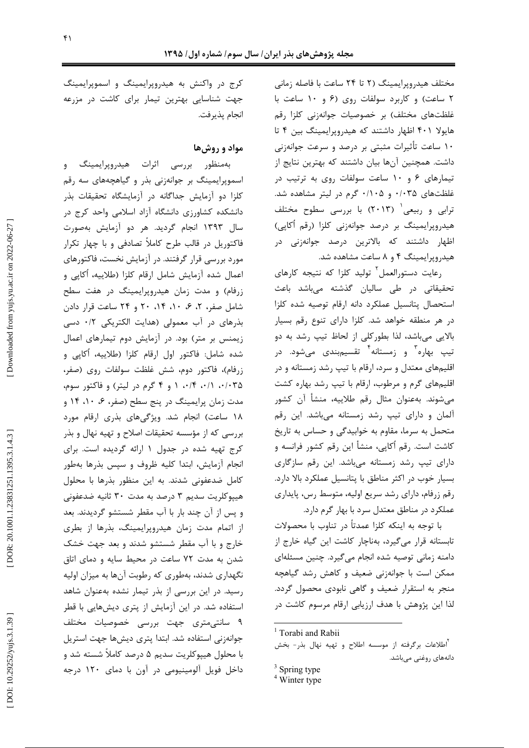مختلف هیدروپرایمینگ (۲ تا ۲۴ ساعت با فاصله زمانی ۲ ساعت) و کاربرد سولفات روی (۶ و ۱۰ ساعت با غلظت‌های مختلف) بر خصوصیات جوانه‌زنی کلزا رقم هایولا ۴۰۱ اظهار داشتند که هیدروپرایمینگ بین ۴ تا ۱۰ ساعت تأثیرات مثبتی بر درصد و سرعت جوانه‌زنی داشت. همچنین آن‌ها بیان داشتند که بهترین نتایج از تیمارهای ۶ و ۱۰ ساعت سولفات روی به ترتیب در غلظت‌های ۰/۰۳۵ و ۰/۱۰۵ گرم در لیتر مشاهده شد. ترابی و ربیعی[1] (۲۰۱۳) با بررسی سطوح مختلف هیدروپرایمینگ بر درصد جوانه‌زنی کلزا (رقم اُکاپی) اظهار داشتند که بالاترین درصد جوانه‌زنی در هیدروپرایمینگ ۴ و ۸ ساعت مشاهده شد.

رعایت دستورالعمل[2] تولید کلزا که نتیجه کارهای تحقیقاتی در طی سالیان گذشته می‌باشد باعث استحصال پتانسیل عملکرد دانه ارقام توصیه شده کلزا در هر منطقه خواهد شد. کلزا دارای تنوع رقم بسیار بالایی می‌باشد، لذا بطورکلی از لحاظ تیپ رشد به دو تیپ بهاره[3] و زمستانه[4] تقسیم‌بندی می‌شود. در اقلیم‌های معتدل و سرد، ارقام با تیپ رشد زمستانه و در اقلیم‌های گرم و مرطوب، ارقام با تیپ رشد بهاره کشت می‌شوند. به‌عنوان مثال رقم طلاییه، منشأ آن کشور آلمان و دارای تیپ رشد زمستانه می‌باشد. این رقم متحمل به سرما، مقاوم به خوابیدگی و حساس به تاریخ کاشت است. رقم اُکاپی، منشأ این رقم کشور فرانسه و دارای تیپ رشد زمستانه می‌باشد. این رقم سازگاری بسیار خوب در اکثر مناطق با پتانسیل عملکرد بالا دارد. رقم زرفام، دارای رشد سریع اولیه، متوسط رس، پایداری عملکرد در مناطق معتدل سرد با بهار گرم دارد.

با توجه به اینکه کلزا عمدتاً در تناوب با محصولات تابستانه قرار می‌گیرد، به‌ناچار کاشت این گیاه خارج از دامنه زمانی توصیه شده انجام می‌گیرد. چنین مسئله‌ای ممکن است با جوانه‌زنی ضعیف و کاهش رشد گیاهچه منجر به استقرار ضعیف و گاهی نابودی محصول گردد. لذا این پژوهش با هدف ارزیابی ارقام مرسوم کاشت در کرج در واکنش به هیدروپرایمینگ و اسموپرایمینگ جهت شناسایی بهترین تیمار برای کاشت در مزرعه انجام پذیرفت.

## مواد و روش‌ها

به‌منظور بررسی اثرات هیدروپرایمینگ و اسموپرایمینگ بر جوانه‌زنی بذر و گیاهچه‌های سه رقم کلزا دو آزمایش جداگانه در آزمایشگاه تحقیقات بذر دانشکده کشاورزی دانشگاه آزاد اسلامی واحد کرج در سال ۱۳۹۳ انجام گردید. هر دو آزمایش به‌صورت فاکتوریل در قالب طرح کاملاً تصادفی و با چهار تکرار مورد بررسی قرار گرفتند. در آزمایش نخست، فاکتورهای اعمال شده آزمایش شامل ارقام کلزا (طلاییه، اُکاپی و زرفام) و مدت زمان هیدروپرایمینگ در هفت سطح شامل صفر، ۲، ۶، ۱۰، ۱۴، ۲۰ و ۲۴ ساعت قرار دادن بذرهای در آب معمولی (هدایت الکتریکی ۰/۲ دسی زیمنس بر متر) بود. در آزمایش دوم تیمارهای اعمال شده شامل: فاکتور اول ارقام کلزا (طلاییه، اُکاپی و زرفام)، فاکتور دوم، شش غلظت سولفات روی (صفر، ۰/۰۳۵، ۰/۱، ۰/۴، ۱ و ۴ گرم در لیتر) و فاکتور سوم، مدت زمان پرایمینگ در پنج سطح (صفر، ۶، ۱۰، ۱۴ و ۱۸ ساعت) انجام شد. ویژگی‌های بذری ارقام مورد بررسی که از مؤسسه تحقیقات اصلاح و تهیه نهال و بذر کرج تهیه شده در جدول ۱ ارائه گردیده است. برای انجام آزمایش، ابتدا کلیه ظروف و سپس بذرها به‌طور کامل ضدعفونی شدند. به این منظور بذرها با محلول هیپوکلریت سدیم ۳ درصد به مدت ۳۰ ثانیه ضدعفونی و پس از آن چند بار با آب مقطر شستشو گردیدند. بعد از اتمام مدت زمان هیدروپرایمینگ، بذرها از بطری خارج و با آب مقطر شستشو شدند و بعد جهت خشک شدن به مدت ۷۲ ساعت در محیط سایه و دمای اتاق نگهداری شدند، به‌طوری که رطوبت آن‌ها به میزان اولیه رسید. در این بررسی از بذر تیمار نشده به‌عنوان شاهد استفاده شد. در این آزمایش از پتری دیش‌هایی با قطر ۹ سانتی‌متری جهت بررسی خصوصیات مختلف جوانه‌زنی استفاده شد. ابتدا پتری دیش‌ها جهت استریل با محلول هیپوکلریت سدیم ۵ درصد کاملاً شسته شد و داخل فویل آلومینیومی در آون با دمای ۱۲۰ درجه

---

[1] Torabi and Rabii

[2] اطلاعات برگرفته از موسسه اطلاح و تهیه نهال و بذر- بخش دانه‌های روغنی می‌باشد.

[3] Spring type

[4] Winter type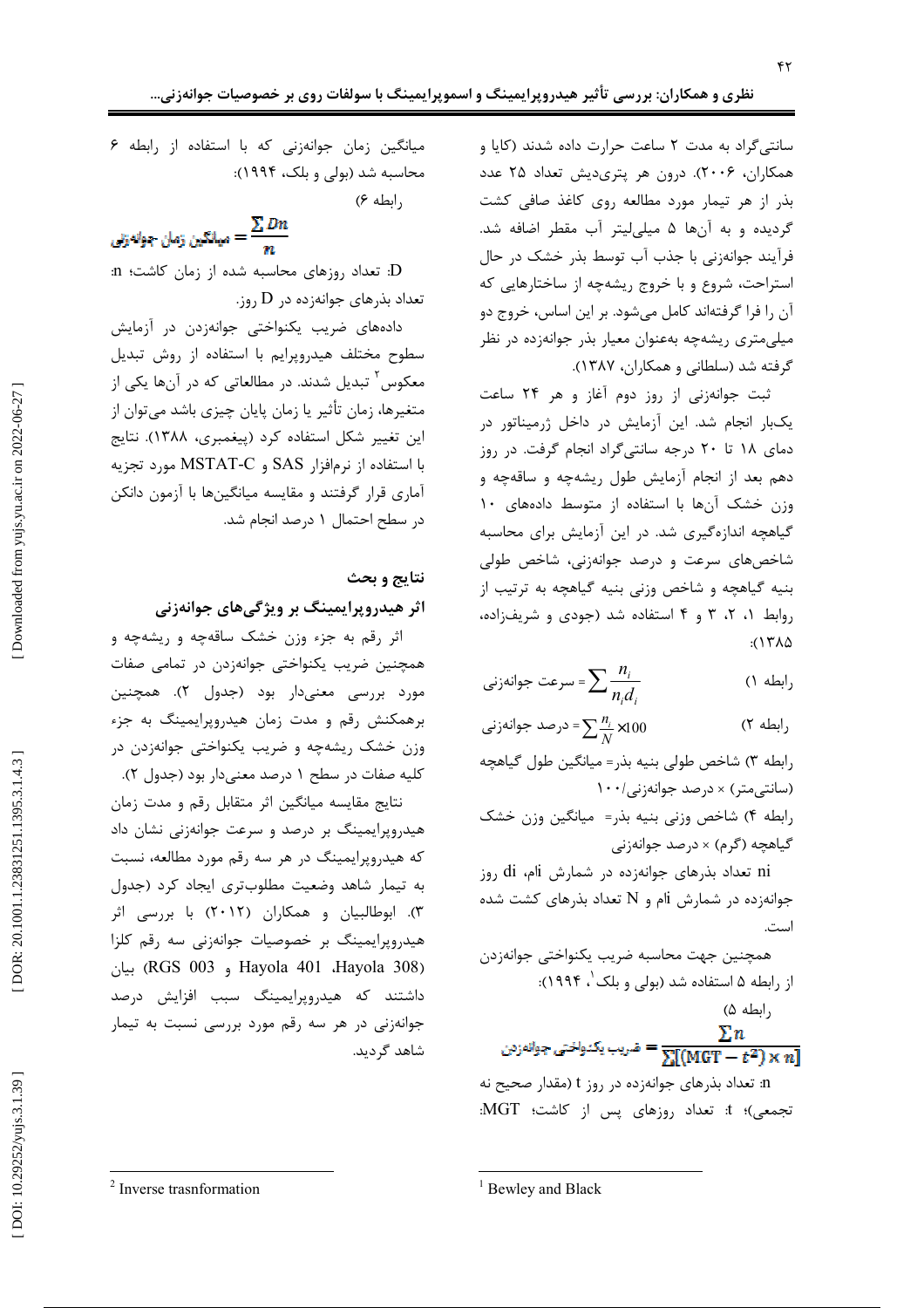سانتی‌گراد به مدت ۲ ساعت حرارت داده شدند (کایا و همکاران، ۲۰۰۶). درون هر پتری‌دیش تعداد ۲۵ عدد بذر از هر تیمار مورد مطالعه روی کاغذ صافی کشت گردیده و به آن‌ها ۵ میلی‌لیتر آب مقطر اضافه شد. فرآیند جوانه‌زنی با جذب آب توسط بذر خشک در حال استراحت، شروع و با خروج ریشه‌چه از ساختارهایی که آن را فرا گرفته‌اند کامل می‌شود. بر این اساس، خروج دو میلی‌متری ریشه‌چه به‌عنوان معیار بذر جوانه‌زده در نظر گرفته شد (سلطانی و همکاران، ۱۳۸۷).

ثبت جوانه‌زنی از روز دوم آغاز و هر ۲۴ ساعت یک‌بار انجام شد. این آزمایش در داخل ژرمیناتور در دمای ۱۸ تا ۲۰ درجه سانتی‌گراد انجام گرفت. در روز دهم بعد از انجام آزمایش طول ریشه‌چه و ساقه‌چه و وزن خشک آن‌ها با استفاده از متوسط داده‌های ۱۰ گیاهچه اندازه‌گیری شد. در این آزمایش برای محاسبه شاخص‌های سرعت و درصد جوانه‌زنی، شاخص طولی بنیه گیاهچه و شاخص وزنی بنیه گیاهچه به ترتیب از روابط ۱، ۲، ۳ و ۴ استفاده شد (جودی و شریف‌زاده، ۱۳۸۵):

رابطه ۱) $\text{سرعت جوانه‌زنی} = \sum \frac{n_i}{n_i d_i}$

رابطه ۲) $\text{درصد جوانه‌زنی} = \sum \frac{n_i}{N} \times 100$

رابطه ۳) شاخص طولی بنیه بذر= میانگین طول گیاهچه (سانتی‌متر) × درصد جوانه‌زنی/۱۰۰

رابطه ۴) شاخص وزنی بنیه بذر= میانگین وزن خشک گیاهچه (گرم) × درصد جوانه‌زنی

ni تعداد بذرهای جوانه‌زده در شمارش iام، di روز جوانه‌زده در شمارش iام و N تعداد بذرهای کشت شده است.

همچنین جهت محاسبه ضریب یکنواختی جوانه‌زدن از رابطه ۵ استفاده شد (بولی و بلک[1]، ۱۹۹۴):

رابطه ۵)

$$\text{ضریب یکنواختی جوانه‌زدن} = \frac{\sum n}{\sum[(MGT - t^2) \times n]}$$

n: تعداد بذرهای جوانه‌زده در روز t (مقدار صحیح نه تجمعی)؛ t: تعداد روزهای پس از کاشت؛ MGT: میانگین زمان جوانه‌زنی که با استفاده از رابطه ۶ محاسبه شد (بولی و بلک، ۱۹۹۴):

رابطه ۶)

$$\text{میانگین زمان جوانه‌زنی} = \frac{\sum Dn}{n}$$

D: تعداد روزهای محاسبه شده از زمان کاشت؛ n: تعداد بذرهای جوانه‌زده در D روز.

داده‌های ضریب یکنواختی جوانه‌زدن در آزمایش سطوح مختلف هیدروپرایم با استفاده از روش تبدیل معکوس[2] تبدیل شدند. در مطالعاتی که در آن‌ها یکی از متغیرها، زمان تأثیر یا زمان پایان چیزی باشد می‌توان از این تغییر شکل استفاده کرد (پیغمبری، ۱۳۸۸). نتایج با استفاده از نرم‌افزار SAS و MSTAT-C مورد تجزیه آماری قرار گرفتند و مقایسه میانگین‌ها با آزمون دانکن در سطح احتمال ۱ درصد انجام شد.

## نتایج و بحث

### اثر هیدروپرایمینگ بر ویژگی‌های جوانه‌زنی

اثر رقم به جزء وزن خشک ساقه‌چه و ریشه‌چه و همچنین ضریب یکنواختی جوانه‌زدن در تمامی صفات مورد بررسی معنی‌دار بود (جدول ۲). همچنین برهمکنش رقم و مدت زمان هیدروپرایمینگ به جزء وزن خشک ریشه‌چه و ضریب یکنواختی جوانه‌زدن در کلیه صفات در سطح ۱ درصد معنی‌دار بود (جدول ۲).

نتایج مقایسه میانگین اثر متقابل رقم و مدت زمان هیدروپرایمینگ بر درصد و سرعت جوانه‌زنی نشان داد که هیدروپرایمینگ در هر سه رقم مورد مطالعه، نسبت به تیمار شاهد وضعیت مطلوب‌تری ایجاد کرد (جدول ۳). ابوطالبیان و همکاران (۲۰۱۲) با بررسی اثر هیدروپرایمینگ بر خصوصیات جوانه‌زنی سه رقم کلزا (Hayola 308، Hayola 401 و RGS 003) بیان داشتند که هیدروپرایمینگ سبب افزایش درصد جوانه‌زنی در هر سه رقم مورد بررسی نسبت به تیمار شاهد گردید.

---

[1] Bewley and Black

[2] Inverse trasnformation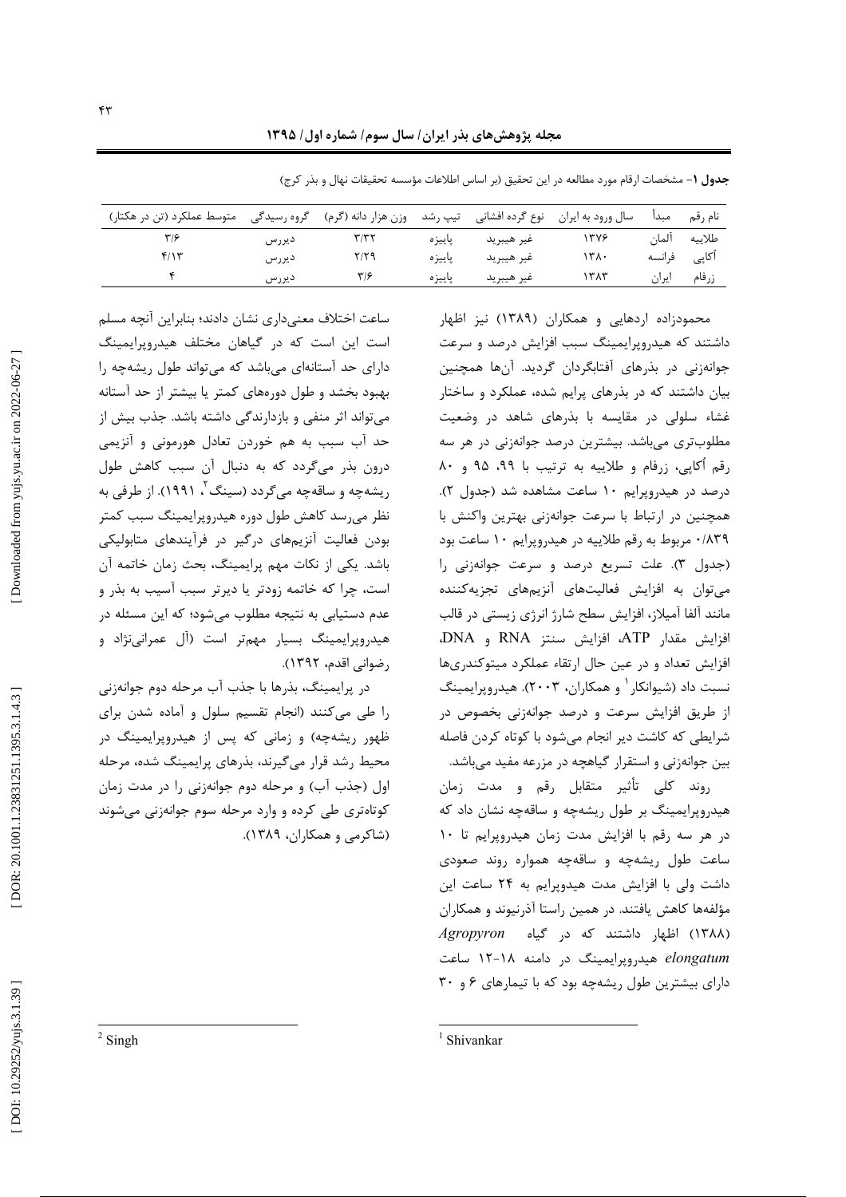**جدول ۱**- مشخصات ارقام مورد مطالعه در این تحقیق (بر اساس اطلاعات مؤسسه تحقیقات نهال و بذر کرج)

| نام رقم | مبدأ | سال ورود به ایران | نوع گرده افشانی | تیپ رشد | وزن هزار دانه (گرم) | گروه رسیدگی | متوسط عملکرد (تن در هکتار) |
|---|---|---|---|---|---|---|---|
| طلاییه | آلمان | ۱۳۷۶ | غیر هیبرید | پاییزه | ۳/۳۲ | دیررس | ۳/۶ |
| آکاپی | فرانسه | ۱۳۸۰ | غیر هیبرید | پاییزه | ۲/۲۹ | دیررس | ۴/۱۳ |
| زرفام | ایران | ۱۳۸۳ | غیر هیبرید | پاییزه | ۳/۶ | دیررس | ۴ |

محمودزاده اردهایی و همکاران (۱۳۸۹) نیز اظهار داشتند که هیدروپرایمینگ سبب افزایش درصد و سرعت جوانه‌زنی در بذرهای آفتابگردان گردید. آن‌ها همچنین بیان داشتند که در بذرهای پرایم شده، عملکرد و ساختار غشاء سلولی در مقایسه با بذرهای شاهد در وضعیت مطلوب‌تری می‌باشد. بیشترین درصد جوانه‌زنی در هر سه رقم آکاپی، زرفام و طلاییه به ترتیب با ۹۹، ۹۵ و ۸۰ درصد در هیدروپرایم ۱۰ ساعت مشاهده شد (جدول ۲). همچنین در ارتباط با سرعت جوانه‌زنی بهترین واکنش با ۰/۸۳۹ مربوط به رقم طلاییه در هیدروپرایم ۱۰ ساعت بود (جدول ۳). علت تسریع درصد و سرعت جوانه‌زنی را می‌توان به افزایش فعالیت‌های آنزیم‌های تجزیه‌کننده مانند آلفا آمیلاز، افزایش سطح شارژ انرژی زیستی در قالب افزایش مقدار ATP، افزایش سنتز RNA و DNA، افزایش تعداد و در عین حال ارتقاء عملکرد میتوکندری‌ها نسبت داد (شیوانکار[1] و همکاران، ۲۰۰۳). هیدروپرایمینگ از طریق افزایش سرعت و درصد جوانه‌زنی بخصوص در شرایطی که کاشت دیر انجام می‌شود با کوتاه کردن فاصله بین جوانه‌زنی و استقرار گیاهچه در مزرعه مفید می‌باشد.

روند کلی تأثیر متقابل رقم و مدت زمان هیدروپرایمینگ بر طول ریشه‌چه و ساقه‌چه نشان داد که در هر سه رقم با افزایش مدت زمان هیدروپرایم تا ۱۰ ساعت طول ریشه‌چه و ساقه‌چه همواره روند صعودی داشت ولی با افزایش مدت هیدوپرایم به ۲۴ ساعت این مؤلفه‌ها کاهش یافتند. در همین راستا آذرنیوند و همکاران (۱۳۸۸) اظهار داشتند که در گیاه *Agropyron elongatum* هیدروپرایمینگ در دامنه ۱۸-۱۲ ساعت دارای بیشترین طول ریشه‌چه بود که با تیمارهای ۶ و ۳۰ ساعت اختلاف معنی‌داری نشان دادند؛ بنابراین آنچه مسلم است این است که در گیاهان مختلف هیدروپرایمینگ دارای حد آستانه‌ای می‌باشد که می‌تواند طول ریشه‌چه را بهبود بخشد و طول دوره‌های کمتر یا بیشتر از حد آستانه می‌تواند اثر منفی و بازدارندگی داشته باشد. جذب بیش از حد آب سبب به هم خوردن تعادل هورمونی و آنزیمی درون بذر می‌گردد که به دنبال آن سبب کاهش طول ریشه‌چه و ساقه‌چه می‌گردد (سینگ[2]، ۱۹۹۱). از طرفی به نظر می‌رسد کاهش طول دوره هیدروپرایمینگ سبب کمتر بودن فعالیت آنزیم‌های درگیر در فرآیندهای متابولیکی باشد. یکی از نکات مهم پرایمینگ، بحث زمان خاتمه آن است، چرا که خاتمه زودتر یا دیرتر سبب آسیب به بذر و عدم دستیابی به نتیجه مطلوب می‌شود؛ که این مسئله در هیدروپرایمینگ بسیار مهم‌تر است (آل عمرانی‌نژاد و رضوانی اقدم، ۱۳۹۲).

در پرایمینگ، بذرها با جذب آب مرحله دوم جوانه‌زنی را طی می‌کنند (انجام تقسیم سلول و آماده شدن برای ظهور ریشه‌چه) و زمانی که پس از هیدروپرایمینگ در محیط رشد قرار می‌گیرند، بذرهای پرایمینگ شده، مرحله اول (جذب آب) و مرحله دوم جوانه‌زنی را در مدت زمان کوتاه‌تری طی کرده و وارد مرحله سوم جوانه‌زنی می‌شوند (شاکرمی و همکاران، ۱۳۸۹).

---
[1] Shivankar

[2] Singh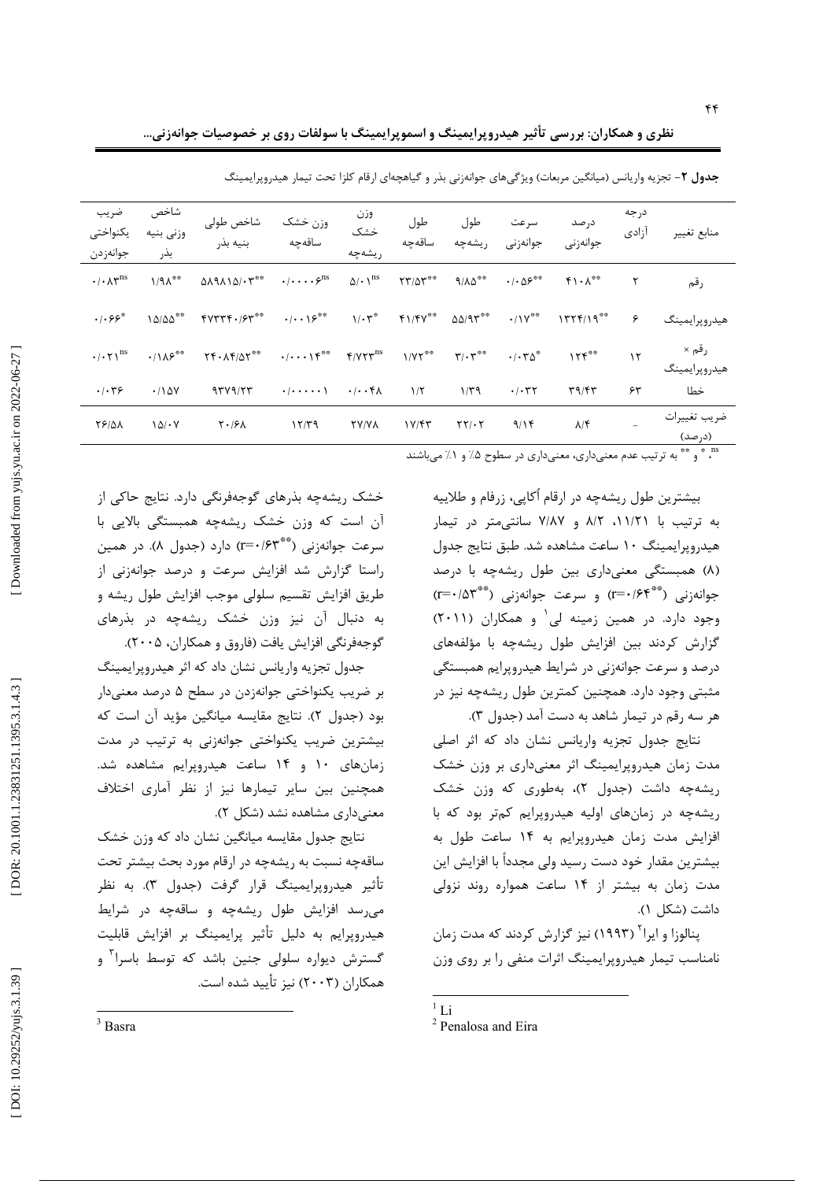**جدول ۲**- تجزیه واریانس (میانگین مربعات) ویژگی‌های جوانه‌زنی بذر و گیاهچه‌ای ارقام کلزا تحت تیمار هیدروپرایمینگ

| منابع تغییر | درجه آزادی | درصد جوانه‌زنی | سرعت جوانه‌زنی | طول ریشه‌چه | طول ساقه‌چه | وزن خشک ریشه‌چه | وزن خشک ساقه‌چه | شاخص طولی بنیه بذر | شاخص وزنی بنیه بذر | ضریب یکنواختی جوانه‌زدن |
|---|---|---|---|---|---|---|---|---|---|---|
| رقم | ۲ | ۴۱۰/۸** | ۰/۰۵۶** | ۹/۸۵** | ۲۳/۵۳** | ۵/۰۱^ns | ۰/۰۰۰۰۶^ns | ۵۸۹۸۱۵/۰۳** | ۱/۹۸** | ۰/۰۸۳^ns |
| هیدروپرایمینگ | ۶ | ۱۳۲۴/۱۹** | ۰/۱۷** | ۵۵/۹۳** | ۴۱/۴۷** | ۱/۰۳* | ۰/۰۰۱۶** | ۴۷۳۳۴۰/۶۳** | ۱۵/۵۵** | ۰/۰۶۶* |
| رقم × هیدروپرایمینگ | ۱۲ | ۱۲۴** | ۰/۰۳۵** | ۳/۰۳** | ۱/۷۲** | ۴/۷۲۳^ns | ۰/۰۰۰۱۴** | ۲۴۰۸۴/۵۲** | ۰/۱۸۶** | ۰/۰۲۱^ns |
| خطا | ۶۳ | ۳۹/۴۳ | ۰/۰۳۲ | ۱/۳۹ | ۱/۲ | ۰/۰۰۴۸ | ۰/۰۰۰۰۰۱ | ۹۳۷۹/۲۳ | ۰/۱۵۷ | ۰/۰۳۶ |
| ضریب تغییرات (درصد) | - | ۸/۴ | ۹/۱۴ | ۲۲/۰۲ | ۱۷/۴۳ | ۲۷/۷۸ | ۱۲/۳۹ | ۲۰/۶۸ | ۱۵/۰۷ | ۲۶/۵۸ |

ns، * و ** به ترتیب عدم معنی‌داری، معنی‌داری در سطوح ۵٪ و ۱٪ می‌باشند

بیشترین طول ریشه‌چه در ارقام اُکاپی، زرفام و طلاییه به ترتیب با ۱۱/۲۱، ۸/۲ و ۷/۸۷ سانتی‌متر در تیمار هیدروپرایمینگ ۱۰ ساعت مشاهده شد. طبق نتایج جدول (۸) همبستگی معنی‌داری بین طول ریشه‌چه با درصد جوانه‌زنی (**r=۰/۶۴) و سرعت جوانه‌زنی (**r=۰/۵۳) وجود دارد. در همین زمینه لی[1] و همکاران (۲۰۱۱) گزارش کردند بین افزایش طول ریشه‌چه با مؤلفه‌های درصد و سرعت جوانه‌زنی در شرایط هیدروپرایم همبستگی مثبتی وجود دارد. همچنین کمترین طول ریشه‌چه نیز در هر سه رقم در تیمار شاهد به دست آمد (جدول ۳).

نتایج جدول تجزیه واریانس نشان داد که اثر اصلی مدت زمان هیدروپرایمینگ اثر معنی‌داری بر وزن خشک ریشه‌چه داشت (جدول ۲)، به‌طوری که وزن خشک ریشه‌چه در زمان‌های اولیه هیدروپرایم کم‌تر بود که با افزایش مدت زمان هیدروپرایم به ۱۴ ساعت طول به بیشترین مقدار خود دست رسید ولی مجدداً با افزایش این مدت زمان به بیشتر از ۱۴ ساعت همواره روند نزولی داشت (شکل ۱).

پنالوزا و ایرا[2] (۱۹۹۳) نیز گزارش کردند که مدت زمان نامناسب تیمار هیدروپرایمینگ اثرات منفی را بر روی وزن خشک ریشه‌چه بذرهای گوجه‌فرنگی دارد. نتایج حاکی از آن است که وزن خشک ریشه‌چه همبستگی بالایی با سرعت جوانه‌زنی (**r=۰/۶۳) دارد (جدول ۸). در همین راستا گزارش شد افزایش سرعت و درصد جوانه‌زنی از طریق افزایش تقسیم سلولی موجب افزایش طول ریشه و به دنبال آن نیز وزن خشک ریشه‌چه در بذرهای گوجه‌فرنگی افزایش یافت (فاروق و همکاران، ۲۰۰۵).

جدول تجزیه واریانس نشان داد که اثر هیدروپرایمینگ بر ضریب یکنواختی جوانه‌زدن در سطح ۵ درصد معنی‌دار بود (جدول ۲). نتایج مقایسه میانگین مؤید آن است که بیشترین ضریب یکنواختی جوانه‌زنی به ترتیب در مدت زمان‌های ۱۰ و ۱۴ ساعت هیدروپرایم مشاهده شد. همچنین بین سایر تیمارها نیز از نظر آماری اختلاف معنی‌داری مشاهده نشد (شکل ۲).

نتایج جدول مقایسه میانگین نشان داد که وزن خشک ساقه‌چه نسبت به ریشه‌چه در ارقام مورد بحث بیشتر تحت تأثیر هیدروپرایمینگ قرار گرفت (جدول ۳). به نظر می‌رسد افزایش طول ریشه‌چه و ساقه‌چه در شرایط هیدروپرایم به دلیل تأثیر پرایمینگ بر افزایش قابلیت گسترش دیواره سلولی جنین باشد که توسط باسرا[3] و همکاران (۲۰۰۳) نیز تأیید شده است.

---

[1] Li

[2] Penalosa and Eira

[3] Basra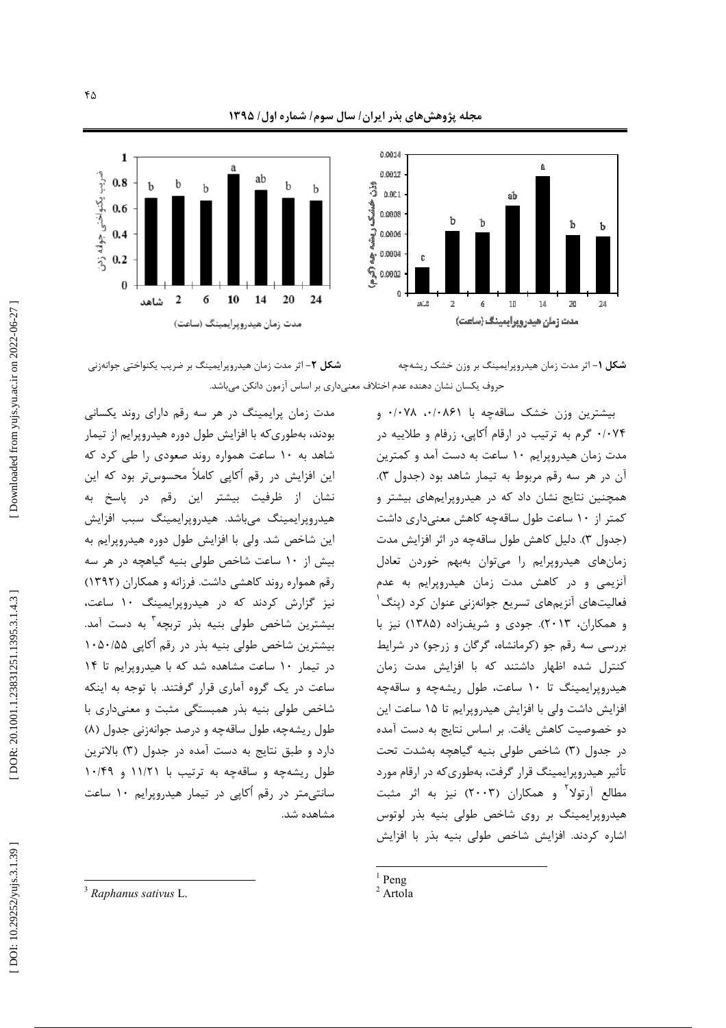**شکل ۱**- اثر مدت زمان هیدروپرایمینگ بر وزن خشک ریشه‌چه

**شکل ۲**- اثر مدت زمان هیدروپرایمینگ بر ضریب یکنواختی جوانه‌زنی

حروف یکسان نشان دهنده عدم اختلاف معنی‌داری بر اساس آزمون دانکن می‌باشد.

بیشترین وزن خشک ساقه‌چه با ۰/۰۸۶۱، ۰/۰۷۸ و ۰/۰۷۴ گرم به ترتیب در ارقام آکاپی، زرفام و طلاییه در مدت زمان هیدروپرایم ۱۰ ساعت به دست آمد و کمترین آن در هر سه رقم مربوط به تیمار شاهد بود (جدول ۳). همچنین نتایج نشان داد که در هیدروپرایم‌های بیشتر و کمتر از ۱۰ ساعت طول ساقه‌چه کاهش معنی‌داری داشت (جدول ۳). دلیل کاهش طول ساقه‌چه در اثر افزایش مدت زمان‌های هیدروپرایم را می‌توان به‌بهم خوردن تعادل آنزیمی و در کاهش مدت زمان هیدروپرایم به عدم فعالیت‌های آنزیم‌های تسریع جوانه‌زنی عنوان کرد (پنگ[1] و همکاران، ۲۰۱۳). جودی و شریف‌زاده (۱۳۸۵) نیز با بررسی سه رقم جو (کرمانشاه، گرگان و زرجو) در شرایط کنترل شده اظهار داشتند که با افزایش مدت زمان هیدروپرایمینگ تا ۱۰ ساعت، طول ریشه‌چه و ساقه‌چه افزایش داشت ولی با افزایش هیدروپرایم تا ۱۵ ساعت این دو خصوصیت کاهش یافت. بر اساس نتایج به دست آمده در جدول (۳) شاخص طولی بنیه گیاهچه به‌شدت تحت تأثیر هیدروپرایمینگ قرار گرفت، به‌طوری‌که در ارقام مورد مطالع آرتولا[2] و همکاران (۲۰۰۳) نیز به اثر مثبت هیدروپرایمینگ بر روی شاخص طولی بنیه بذر لوتوس اشاره کردند. افزایش شاخص طولی بنیه بذر با افزایش مدت زمان پرایمینگ در هر سه رقم دارای روند یکسانی بودند، به‌طوری‌که با افزایش طول دوره هیدروپرایم از تیمار شاهد به ۱۰ ساعت همواره روند صعودی را طی کرد که این افزایش در رقم آکاپی کاملاً محسوس‌تر بود که این نشان از ظرفیت بیشتر این رقم در پاسخ به هیدروپرایمینگ می‌باشد. هیدروپرایمینگ سبب افزایش این شاخص شد. ولی با افزایش طول دوره هیدروپرایم به بیش از ۱۰ ساعت شاخص طولی بنیه گیاهچه در هر سه رقم همواره روند کاهشی داشت. فرزانه و همکاران (۱۳۹۲) نیز گزارش کردند که در هیدروپرایمینگ ۱۰ ساعت، بیشترین شاخص طولی بنیه بذر تربچه[3] به دست آمد. بیشترین شاخص طولی بنیه بذر در رقم آکاپی ۱۰۵۰/۵۵ در تیمار ۱۰ ساعت مشاهده شد که با هیدروپرایم تا ۱۴ ساعت در یک گروه آماری قرار گرفتند. با توجه به اینکه شاخص طولی بنیه بذر همبستگی مثبت و معنی‌داری با طول ریشه‌چه، طول ساقه‌چه و درصد جوانه‌زنی جدول (۸) دارد و طبق نتایج به دست آمده در جدول (۳) بالاترین طول ریشه‌چه و ساقه‌چه به ترتیب با ۱۱/۲۱ و ۱۰/۴۹ سانتی‌متر در رقم آکاپی در تیمار هیدروپرایم ۱۰ ساعت مشاهده شد.

---

[1] Peng

[2] Artola

[3] *Raphanus sativus* L.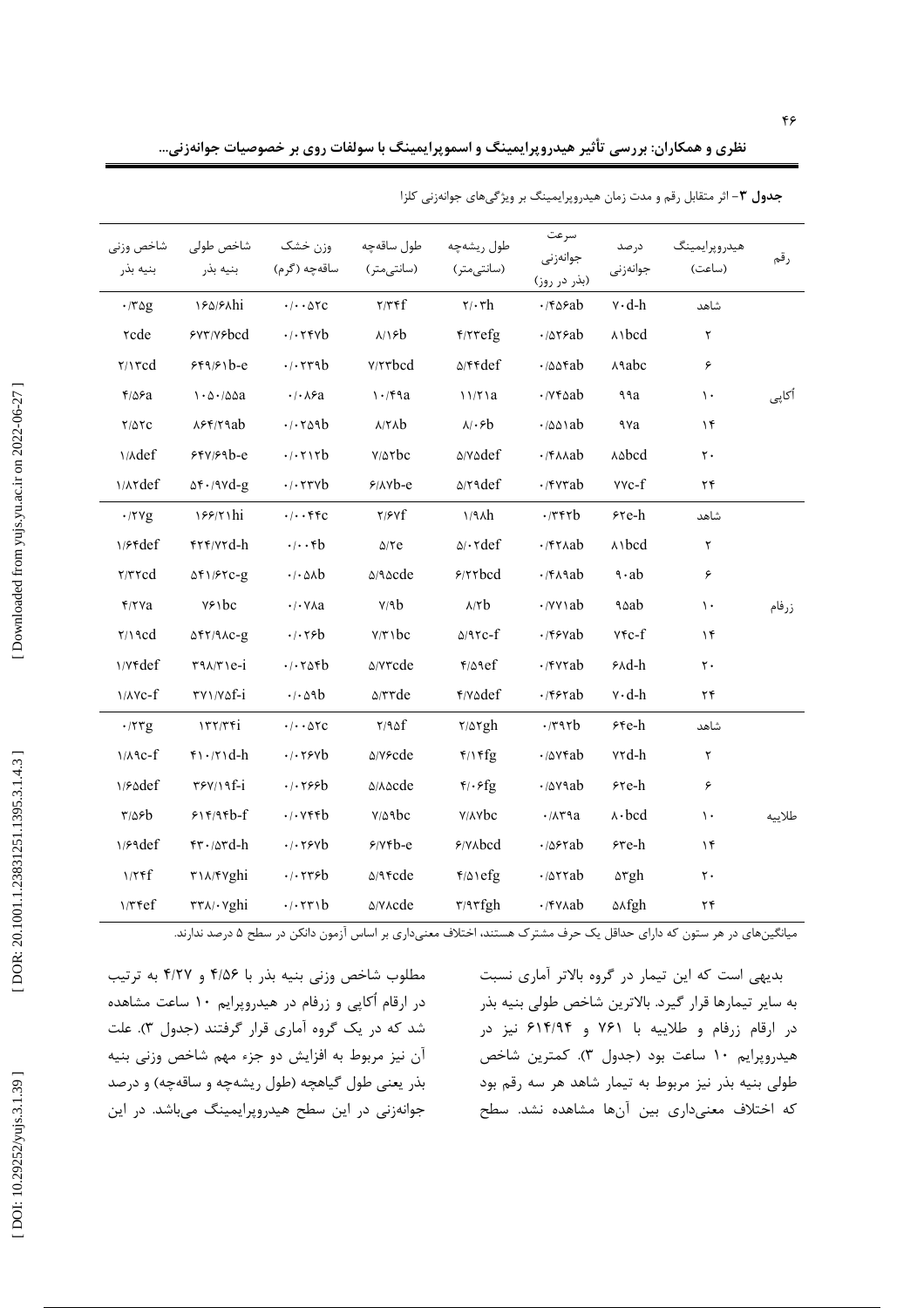**جدول ۳**- اثر متقابل رقم و مدت زمان هیدروپرایمینگ بر ویژگی‌های جوانه‌زنی کلزا

| رقم | هیدروپرایمینگ (ساعت) | درصد جوانه‌زنی | سرعت جوانه‌زنی (بذر در روز) | طول ریشه‌چه (سانتی‌متر) | طول ساقه‌چه (سانتی‌متر) | وزن خشک ساقه‌چه (گرم) | شاخص طولی بنیه بذر | شاخص وزنی بنیه بذر |
|---|---|---|---|---|---|---|---|---|
| آکاپی | شاهد | ۷۰d-h | ۰/۴۵۶ab | ۲/۰۳h | ۲/۳۴f | ۰/۰۰۵۲c | ۱۶۵/۶۸hi | ۰/۳۵g |
| | ۲ | ۸۱bcd | ۰/۵۲۶ab | ۴/۲۳efg | ۸/۱۶b | ۰/۰۲۴۷b | ۶۷۳/۷۶bcd | ۲cde |
| | ۶ | ۸۹abc | ۰/۵۵۴ab | ۵/۴۴def | ۷/۲۳bcd | ۰/۰۲۳۹b | ۶۴۹/۶۱b-e | ۲/۱۳cd |
| | ۱۰ | ۹۹a | ۰/۷۴۵ab | ۱۱/۲۱a | ۱۰/۴۹a | ۰/۰۸۶a | ۱۰۵۰/۵۵a | ۴/۵۶a |
| | ۱۴ | ۹۷a | ۰/۵۵۱ab | ۸/۰۶b | ۸/۲۸b | ۰/۰۲۵۹b | ۸۶۴/۲۹ab | ۲/۵۲c |
| | ۲۰ | ۸۵bcd | ۰/۴۸۸ab | ۵/۷۵def | ۷/۵۲bc | ۰/۰۲۱۲b | ۶۴۷/۶۹b-e | ۱/۸def |
| | ۲۴ | ۷۷c-f | ۰/۴۷۳ab | ۵/۲۹def | ۶/۸۷b-e | ۰/۰۲۳۷b | ۵۴۰/۹۷d-g | ۱/۸۲def |
| زرفام | شاهد | ۶۲e-h | ۰/۳۴۲b | ۱/۹۸h | ۲/۶۷f | ۰/۰۰۴۴c | ۱۶۶/۲۱hi | ۰/۲۷g |
| | ۲ | ۸۱bcd | ۰/۴۲۸ab | ۵/۰۲def | ۵/۲e | ۰/۰۰۴b | ۴۲۴/۷۲d-h | ۱/۶۴def |
| | ۶ | ۹۰ab | ۰/۴۸۹ab | ۶/۲۲bcd | ۵/۹۵cde | ۰/۰۵۸b | ۵۴۱/۶۲c-g | ۲/۳۲cd |
| | ۱۰ | ۹۵ab | ۰/۷۷۱ab | ۸/۲b | ۷/۹b | ۰/۰۷۸a | ۷۶۱bc | ۴/۲۷a |
| | ۱۴ | ۷۴c-f | ۰/۴۶۷ab | ۵/۹۲c-f | ۷/۳۱bc | ۰/۰۲۶b | ۵۴۲/۹۸c-g | ۲/۱۹cd |
| | ۲۰ | ۶۸d-h | ۰/۴۷۲ab | ۴/۵۹ef | ۵/۷۳cde | ۰/۰۲۵۴b | ۳۹۸/۳۱e-i | ۱/۷۴def |
| | ۲۴ | ۷۰d-h | ۰/۴۶۲ab | ۴/۷۵def | ۵/۳۳de | ۰/۰۵۹b | ۳۷۱/۷۵f-i | ۱/۸۷c-f |
| طلاییه | شاهد | ۶۴e-h | ۰/۳۹۲b | ۲/۵۲gh | ۲/۹۵f | ۰/۰۰۵۲c | ۱۳۲/۳۴i | ۰/۲۳g |
| | ۲ | ۷۲d-h | ۰/۵۷۴ab | ۴/۱۴fg | ۵/۷۶cde | ۰/۰۲۶۷b | ۴۱۰/۲۱d-h | ۱/۸۹c-f |
| | ۶ | ۶۲e-h | ۰/۵۷۹ab | ۴/۰۶fg | ۵/۸۵cde | ۰/۰۲۶۶b | ۳۶۷/۱۹f-i | ۱/۶۵def |
| | ۱۰ | ۸۰bcd | ۰/۸۳۹a | ۷/۸۷bc | ۷/۵۹bc | ۰/۰۷۴۴b | ۶۱۴/۹۴b-f | ۳/۵۶b |
| | ۱۴ | ۶۳e-h | ۰/۵۶۲ab | ۶/۷۸bcd | ۶/۷۴b-e | ۰/۰۲۶۷b | ۴۳۰/۵۳d-h | ۱/۶۹def |
| | ۲۰ | ۵۳gh | ۰/۵۲۲ab | ۴/۵۱efg | ۵/۹۴cde | ۰/۰۲۳۶b | ۳۱۸/۴۷ghi | ۱/۲۴f |
| | ۲۴ | ۵۸fgh | ۰/۴۷۸ab | ۳/۹۳fgh | ۵/۷۸cde | ۰/۰۲۳۱b | ۳۳۸/۰۷ghi | ۱/۳۴ef |

میانگین‌های در هر ستون که دارای حداقل یک حرف مشترک هستند، اختلاف معنی‌داری بر اساس آزمون دانکن در سطح ۵ درصد ندارند.

بدیهی است که این تیمار در گروه بالاتر آماری نسبت به سایر تیمارها قرار گیرد. بالاترین شاخص طولی بنیه بذر در ارقام زرفام و طلاییه با ۷۶۱ و ۶۱۴/۹۴ نیز در هیدروپرایم ۱۰ ساعت بود (جدول ۳). کمترین شاخص طولی بنیه بذر نیز مربوط به تیمار شاهد هر سه رقم بود که اختلاف معنی‌داری بین آن‌ها مشاهده نشد. سطح مطلوب شاخص وزنی بنیه بذر با ۴/۵۶ و ۴/۲۷ به ترتیب در ارقام آکاپی و زرفام در هیدروپرایم ۱۰ ساعت مشاهده شد که در یک گروه آماری قرار گرفتند (جدول ۳). علت آن نیز مربوط به افزایش دو جزء مهم شاخص وزنی بنیه بذر یعنی طول گیاهچه (طول ریشه‌چه و ساقه‌چه) و درصد جوانه‌زنی در این سطح هیدروپرایمینگ می‌باشد. در این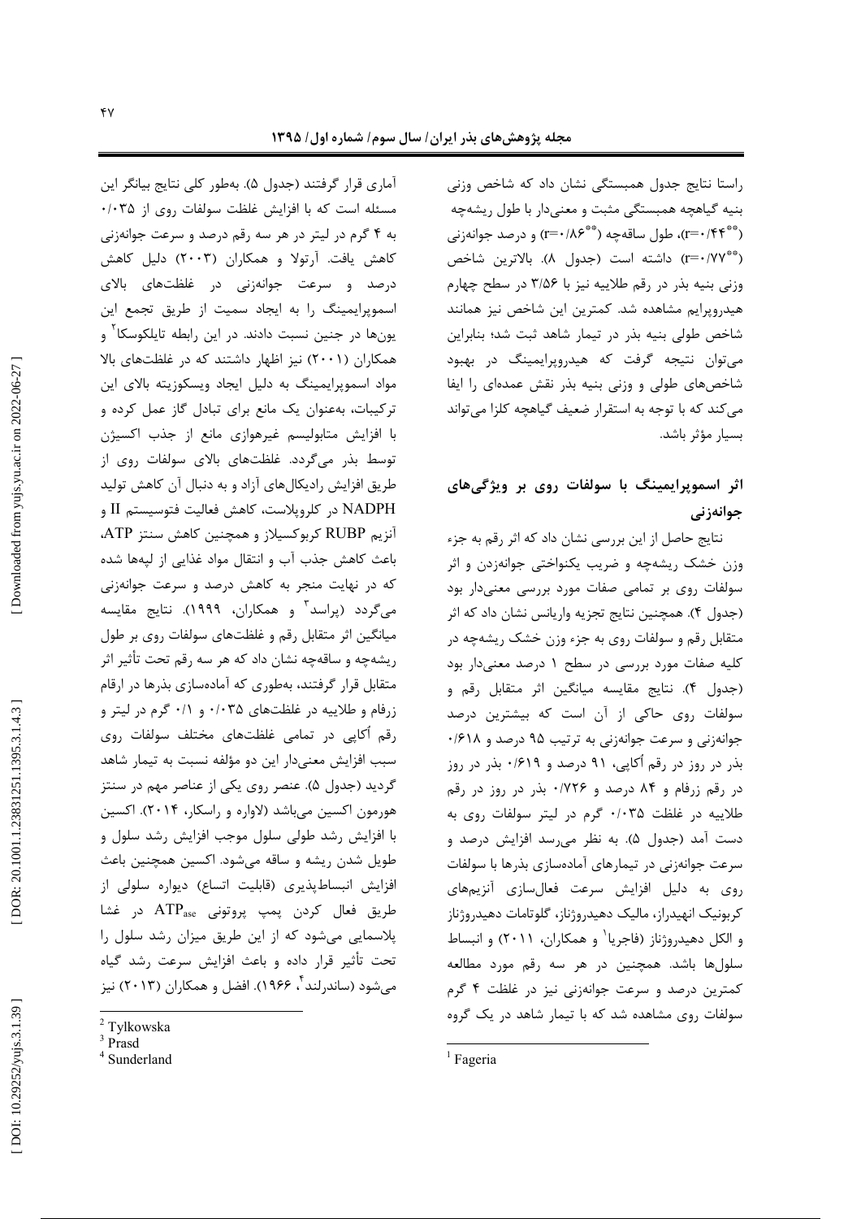راستا نتایج جدول همبستگی نشان داد که شاخص وزنی بنیه گیاهچه همبستگی مثبت و معنی‌دار با طول ریشه‌چه ($r=0/44^{**}$)، طول ساقه‌چه ($r=0/86^{**}$) و درصد جوانه‌زنی ($r=0/77^{**}$) داشته است (جدول ۸). بالاترین شاخص وزنی بنیه بذر در رقم طلاییه نیز با ۳/۵۶ در سطح چهارم هیدروپرایم مشاهده شد. کمترین این شاخص نیز همانند شاخص طولی بنیه بذر در تیمار شاهد ثبت شد؛ بنابراین می‌توان نتیجه گرفت که هیدروپرایمینگ در بهبود شاخص‌های طولی و وزنی بنیه بذر نقش عمده‌ای را ایفا می‌کند که با توجه به استقرار ضعیف گیاهچه کلزا می‌تواند بسیار مؤثر باشد.

## اثر اسموپرایمینگ با سولفات روی بر ویژگی‌های جوانه‌زنی

نتایج حاصل از این بررسی نشان داد که اثر رقم به جزء وزن خشک ریشه‌چه و ضریب یکنواختی جوانه‌زدن و اثر سولفات روی بر تمامی صفات مورد بررسی معنی‌دار بود (جدول ۴). همچنین نتایج تجزیه واریانس نشان داد که اثر متقابل رقم و سولفات روی به جزء وزن خشک ریشه‌چه در کلیه صفات مورد بررسی در سطح ۱ درصد معنی‌دار بود (جدول ۴). نتایج مقایسه میانگین اثر متقابل رقم و سولفات روی حاکی از آن است که بیشترین درصد جوانه‌زنی و سرعت جوانه‌زنی به ترتیب ۹۵ درصد و ۰/۶۱۸ بذر در روز در رقم اُکاپی، ۹۱ درصد و ۰/۶۱۹ بذر در روز در رقم زرفام و ۸۴ درصد و ۰/۷۲۶ بذر در روز در رقم طلاییه در غلظت ۰/۰۳۵ گرم در لیتر سولفات روی به دست آمد (جدول ۵). به نظر می‌رسد افزایش درصد و سرعت جوانه‌زنی در تیمارهای آماده‌سازی بذرها با سولفات روی به دلیل افزایش سرعت فعال‌سازی آنزیم‌های کربونیک انهیدراز، مالیک دهیدروژناز، گلوتامات دهیدروژناز و الکل دهیدروژناز (فاجریا[1] و همکاران، ۲۰۱۱) و انبساط سلول‌ها باشد. همچنین در هر سه رقم مورد مطالعه کمترین درصد و سرعت جوانه‌زنی نیز در غلظت ۴ گرم سولفات روی مشاهده شد که با تیمار شاهد در یک گروه آماری قرار گرفتند (جدول ۵). به‌طور کلی نتایج بیانگر این مسئله است که با افزایش غلظت سولفات روی از ۰/۰۳۵ به ۴ گرم در لیتر در هر سه رقم درصد و سرعت جوانه‌زنی کاهش یافت. آرتولا و همکاران (۲۰۰۳) دلیل کاهش درصد و سرعت جوانه‌زنی در غلظت‌های بالای اسموپرایمینگ را به ایجاد سمیت از طریق تجمع این یون‌ها در جنین نسبت دادند. در این رابطه تایلکوسکا[2] و همکاران (۲۰۰۱) نیز اظهار داشتند که در غلظت‌های بالا مواد اسموپرایمینگ به دلیل ایجاد ویسکوزیته بالای این ترکیبات، به‌عنوان یک مانع برای تبادل گاز عمل کرده و با افزایش متابولیسم غیرهوازی مانع از جذب اکسیژن توسط بذر می‌گردد. غلظت‌های بالای سولفات روی از طریق افزایش رادیکال‌های آزاد و به دنبال آن کاهش تولید NADPH در کلروپلاست، کاهش فعالیت فتوسیستم II و آنزیم RUBP کربوکسیلاز و همچنین کاهش سنتز ATP، باعث کاهش جذب آب و انتقال مواد غذایی از لپه‌ها شده که در نهایت منجر به کاهش درصد و سرعت جوانه‌زنی می‌گردد (پراسد[3] و همکاران، ۱۹۹۹). نتایج مقایسه میانگین اثر متقابل رقم و غلظت‌های سولفات روی بر طول ریشه‌چه و ساقه‌چه نشان داد که هر سه رقم تحت تأثیر اثر متقابل قرار گرفتند، به‌طوری که آماده‌سازی بذرها در ارقام زرفام و طلاییه در غلظت‌های ۰/۰۳۵ و ۰/۱ گرم در لیتر و رقم اُکاپی در تمامی غلظت‌های مختلف سولفات روی سبب افزایش معنی‌دار این دو مؤلفه نسبت به تیمار شاهد گردید (جدول ۵). عنصر روی یکی از عناصر مهم در سنتز هورمون اکسین می‌باشد (لاواره و راسکار، ۲۰۱۴). اکسین با افزایش رشد طولی سلول موجب افزایش رشد سلول و طویل شدن ریشه و ساقه می‌شود. اکسین همچنین باعث افزایش انبساط‌پذیری (قابلیت اتساع) دیواره سلولی از طریق فعال کردن پمپ پروتونی $ATP_{ase}$ در غشا پلاسمایی می‌شود که از این طریق میزان رشد سلول را تحت تأثیر قرار داده و باعث افزایش سرعت رشد گیاه می‌شود (ساندرلند[4]، ۱۹۶۶). افضل و همکاران (۲۰۱۳) نیز

---

[1] Fageria

[2] Tylkowska

[3] Prasd

[4] Sunderland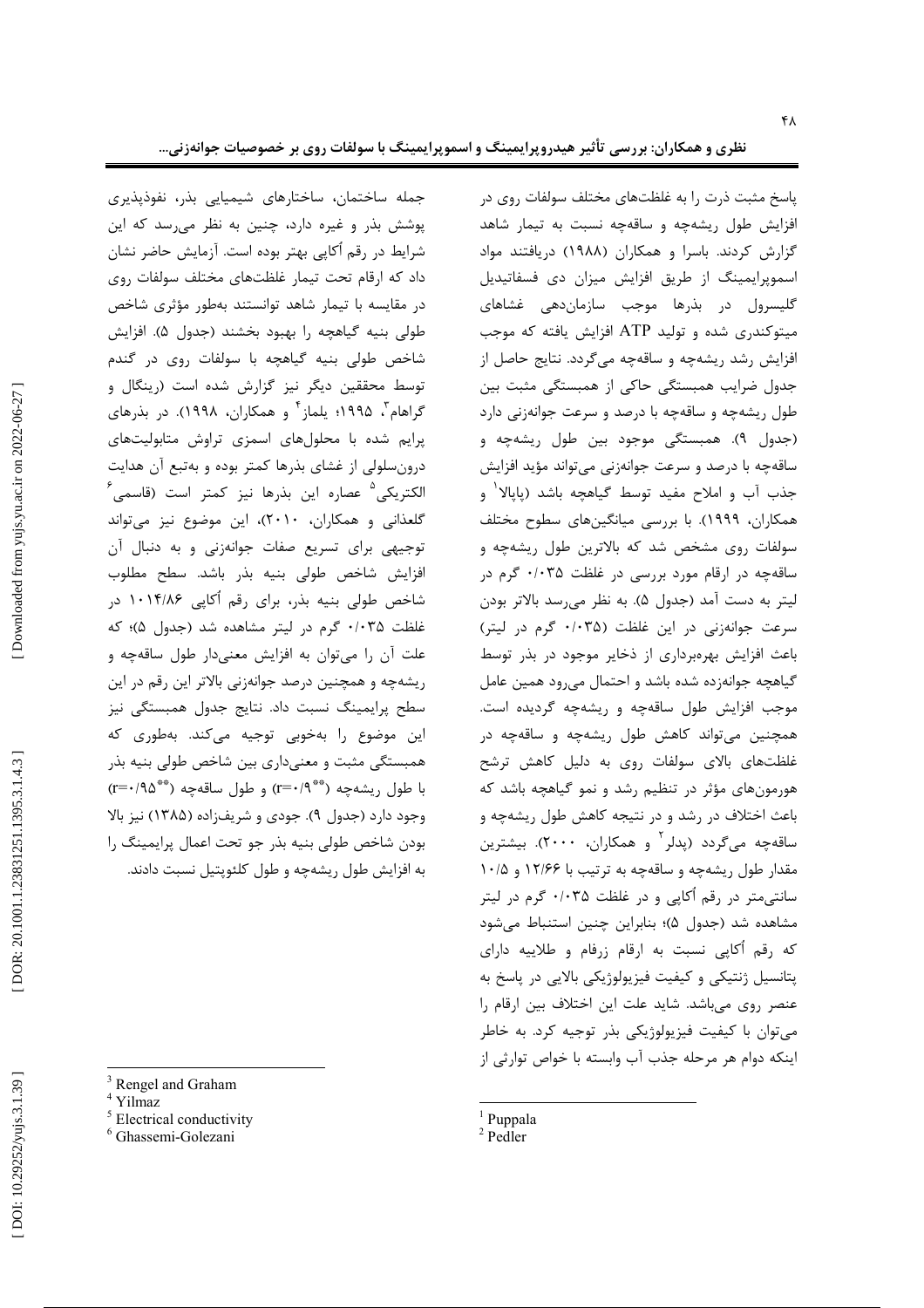پاسخ مثبت ذرت را به غلظت‌های مختلف سولفات روی در افزایش طول ریشه‌چه و ساقه‌چه نسبت به تیمار شاهد گزارش کردند. باسرا و همکاران (۱۹۸۸) دریافتند مواد اسموپرایمینگ از طریق افزایش میزان دی فسفاتیدیل گلیسرول در بذرها موجب سازمان‌دهی غشاهای میتوکندری شده و تولید ATP افزایش یافته که موجب افزایش رشد ریشه‌چه و ساقه‌چه می‌گردد. نتایج حاصل از جدول ضرایب همبستگی حاکی از همبستگی مثبت بین طول ریشه‌چه و ساقه‌چه با درصد و سرعت جوانه‌زنی دارد (جدول ۹). همبستگی موجود بین طول ریشه‌چه و ساقه‌چه با درصد و سرعت جوانه‌زنی می‌تواند مؤید افزایش جذب آب و املاح مفید توسط گیاهچه باشد (پاپالا[1] و همکاران، ۱۹۹۹). با بررسی میانگین‌های سطوح مختلف سولفات روی مشخص شد که بالاترین طول ریشه‌چه و ساقه‌چه در ارقام مورد بررسی در غلظت ۰/۰۳۵ گرم در لیتر به دست آمد (جدول ۵). به نظر می‌رسد بالاتر بودن سرعت جوانه‌زنی در این غلظت (۰/۰۳۵ گرم در لیتر) باعث افزایش بهره‌برداری از ذخایر موجود در بذر توسط گیاهچه جوانه‌زده شده باشد و احتمال می‌رود همین عامل موجب افزایش طول ساقه‌چه و ریشه‌چه گردیده است. همچنین می‌تواند کاهش طول ریشه‌چه و ساقه‌چه در غلظت‌های بالای سولفات روی به دلیل کاهش ترشح هورمون‌های مؤثر در تنظیم رشد و نمو گیاهچه باشد که باعث اختلاف در رشد و در نتیجه کاهش طول ریشه‌چه و ساقه‌چه می‌گردد (پدلر[2] و همکاران، ۲۰۰۰). بیشترین مقدار طول ریشه‌چه و ساقه‌چه به ترتیب با ۱۲/۶۶ و ۱۰/۵ سانتی‌متر در رقم آکاپی و در غلظت ۰/۰۳۵ گرم در لیتر مشاهده شد (جدول ۵)؛ بنابراین چنین استنباط می‌شود که رقم آکاپی نسبت به ارقام زرفام و طلاییه دارای پتانسیل ژنتیکی و کیفیت فیزیولوژیکی بالایی در پاسخ به عنصر روی می‌باشد. شاید علت این اختلاف بین ارقام را می‌توان با کیفیت فیزیولوژیکی بذر توجیه کرد. به خاطر اینکه دوام هر مرحله جذب آب وابسته با خواص توارثی از جمله ساختمان، ساختارهای شیمیایی بذر، نفوذپذیری پوشش بذر و غیره دارد، چنین به نظر می‌رسد که این شرایط در رقم آکاپی بهتر بوده است. آزمایش حاضر نشان داد که ارقام تحت تیمار غلظت‌های مختلف سولفات روی در مقایسه با تیمار شاهد توانستند به‌طور مؤثری شاخص طولی بنیه گیاهچه را بهبود بخشند (جدول ۵). افزایش شاخص طولی بنیه گیاهچه با سولفات روی در گندم توسط محققین دیگر نیز گزارش شده است (رینگال و گراهام[3]، ۱۹۹۵؛ یلماز[4] و همکاران، ۱۹۹۸). در بذرهای پرایم شده با محلول‌های اسمزی تراوش متابولیت‌های درون‌سلولی از غشای بذرها کمتر بوده و به‌تبع آن هدایت الکتریکی[5] عصاره این بذرها نیز کمتر است (قاسمی[6] گلعذانی و همکاران، ۲۰۱۰)، این موضوع نیز می‌تواند توجیهی برای تسریع صفات جوانه‌زنی و به دنبال آن افزایش شاخص طولی بنیه بذر باشد. سطح مطلوب شاخص طولی بنیه بذر، برای رقم آکاپی ۱۰۱۴/۸۶ در غلظت ۰/۰۳۵ گرم در لیتر مشاهده شد (جدول ۵)؛ که علت آن را می‌توان به افزایش معنی‌دار طول ساقه‌چه و ریشه‌چه و همچنین درصد جوانه‌زنی بالاتر این رقم در این سطح پرایمینگ نسبت داد. نتایج جدول همبستگی نیز این موضوع را به‌خوبی توجیه می‌کند. به‌طوری که همبستگی مثبت و معنی‌داری بین شاخص طولی بنیه بذر با طول ریشه‌چه ($r=0/9^{**}$) و طول ساقه‌چه ($r=0/95^{**}$) وجود دارد (جدول ۹). جودی و شریف‌زاده (۱۳۸۵) نیز بالا بودن شاخص طولی بنیه بذر جو تحت اعمال پرایمینگ را به افزایش طول ریشه‌چه و طول کلئوپتیل نسبت دادند.

---

[1] Puppala
[2] Pedler
[3] Rengel and Graham
[4] Yilmaz
[5] Electrical conductivity
[6] Ghassemi-Golezani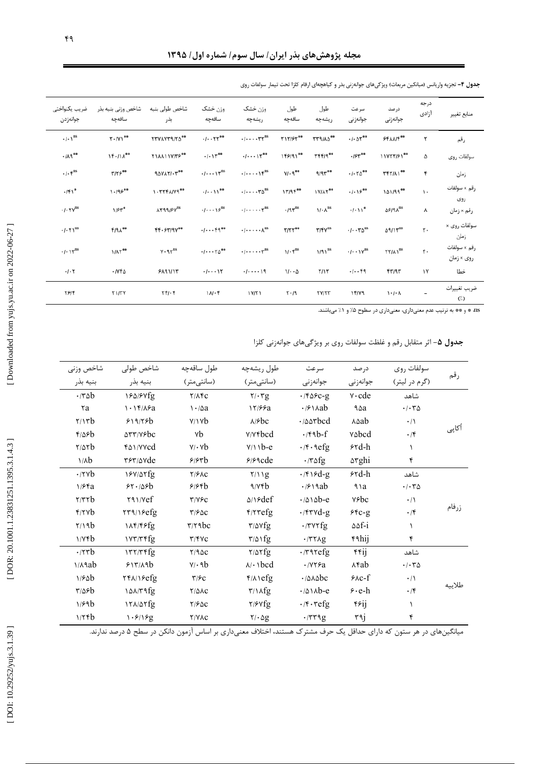**جدول ۴-** تجزیه واریانس (میانگین مربعات) ویژگی‌های جوانه‌زنی بذر و گیاهچه‌ای ارقام کلزا تحت تیمار سولفات روی

| منابع تغییر | درجه آزادی | درصد جوانه‌زنی | سرعت جوانه‌زنی | طول ریشه‌چه | طول ساقه‌چه | وزن خشک ریشه‌چه | وزن خشک ساقه‌چه | شاخص طولی بنیه بذر | شاخص وزنی بنیه بذر ساقه‌چه | ضریب یکنواختی جوانه‌زدن |
|---|---|---|---|---|---|---|---|---|---|---|
| رقم | ۲ | ۶۴۸۸/۴** | ۰/۰۵۳** | ۳۳۹/۸۵** | ۳۱۲/۶۲** | ۰/۰۰۰۰۳۲ns | ۰/۰۰۲۲** | ۲۳۷۸۲۳۹/۲۵** | ۳۰/۷۱** | ۰/۰۱ns |
| سولفات روی | ۵ | ۱۱۷۲۲/۶۱** | ۰/۶۳** | ۳۴۴/۹** | ۱۴۶/۹۱** | ۰/۰۰۰۱۳** | ۰/۰۱۳** | ۲۱۸۸۱۱۷/۳۶** | ۱۴۰/۱۸** | ۰/۸۹** |
| زمان | ۴ | ۳۴۲/۸۱** | ۰/۰۲۵** | ۹/۹۳** | ۷/۰۹** | ۰/۰۰۰۰۱۴ns | ۰/۰۰۰۱۳ns | ۹۵۷۸۲/۰۳** | ۳/۲۶** | ۰/۰۴ns |
| رقم × سولفات روی | ۱۰ | ۱۵۱/۹۹** | ۰/۰۱۶** | ۱۷/۸۲** | ۱۳/۹۴** | ۰/۰۰۰۰۳۵ns | ۰/۰۰۰۱۱** | ۱۰۳۲۴۸/۷۹** | ۱۰/۹۶** | ۰/۴۱* |
| رقم × زمان | ۸ | ۵۶/۹۸ns | ۰/۰۱۱* | ۱/۰۸ns | ۰/۹۴ns | ۰/۰۰۰۰۰۲ns | ۰/۰۰۰۱۶ns | ۸۳۹۹/۶۷ns | ۱/۶۳* | ۰/۰۲۷ns |
| سولفات روی × زمان | ۲۰ | ۵۹/۱۳ns | ۰/۰۰۳۵ns | ۳/۴۷ns | ۳/۲۲** | ۰/۰۰۰۰۰۸ns | ۰/۰۰۰۴۹** | ۴۴۰۶۳/۹۷** | ۴/۹۸** | ۰/۰۲۱ns |
| رقم × سولفات روی × زمان | ۴۰ | ۲۲/۸۱ns | ۰/۰۰۱۷ns | ۱/۹۱ns | ۱/۰۴ns | ۰/۰۰۰۰۰۳ns | ۰/۰۰۰۲۵** | ۲۰۹۲ns | ۱/۸۲** | ۰/۰۱۳ns |
| خطا | ۱۷ | ۴۳/۹۳ | ۰/۰۰۴۹ | ۲/۱۳ | ۱/۰۰۵ | ۰/۰۰۰۰۱۹ | ۰/۰۰۰۱۲ | ۶۸۹۱/۱۳ | ۰/۷۴۵ | ۰/۰۲ |
| ضریب تغییرات (٪) | - | ۱۰/۰۸ | ۱۴/۷۹ | ۲۷/۲۳ | ۲۰/۹ | ۱۷/۲۱ | ۱۸/۰۴ | ۲۴/۰۴ | ۲۱/۲۷ | ۲۶/۴ |

ns، * و ** به ترتیب عدم معنی‌داری، معنی‌داری در سطوح ۵٪ و ۱٪ می‌باشند.

**جدول ۵-** اثر متقابل رقم و غلظت سولفات روی بر ویژگی‌های جوانه‌زنی کلزا

| رقم | سولفات روی (گرم در لیتر) | درصد جوانه‌زنی | سرعت جوانه‌زنی | طول ریشه‌چه (سانتی‌متر) | طول ساقه‌چه (سانتی‌متر) | شاخص طولی بنیه بذر | شاخص وزنی بنیه بذر |
|---|---|---|---|---|---|---|---|
| اُکاپی | شاهد | ۷۰cde | ۰/۴۵۶c-g | ۲/۰۳g | ۲/۸۴c | ۱۶۵/۶۷fg | ۰/۳۵b |
| | ۰/۰۳۵ | ۹۵a | ۰/۶۱۸ab | ۱۲/۶۶a | ۱۰/۵a | ۱۰۱۴/۸۶a | ۲a |
| | ۰/۱ | ۸۵ab | ۰/۵۵۳bcd | ۸/۶bc | ۷/۱۷b | ۶۱۹/۲۶b | ۲/۱۳b |
| | ۰/۴ | ۷۵bcd | ۰/۴۹b-f | ۷/۷۴bcd | ۷b | ۵۳۳/۷۶bc | ۴/۵۶b |
| | ۱ | ۶۲d-h | ۰/۴۰۹efg | ۷/۱۱b-e | ۷/۰۷b | ۴۵۱/۷۷cd | ۲/۵۲b |
| | ۴ | ۵۳ghi | ۰/۳۵fg | ۶/۶۹cde | ۶/۶۳b | ۳۶۳/۵۷de | ۱/۸b |
| زرفام | شاهد | ۶۲d-h | ۰/۴۱۶d-g | ۲/۱۱g | ۲/۶۸c | ۱۶۷/۵۲fg | ۰/۲۷b |
| | ۰/۰۳۵ | ۹۱a | ۰/۶۱۹ab | ۹/۷۴b | ۶/۶۴b | ۶۲۰/۵۶b | ۱/۶۴a |
| | ۰/۱ | ۷۶bc | ۰/۵۱۵b-e | ۵/۱۶def | ۳/۷۶c | ۲۹۱/۷ef | ۲/۳۲b |
| | ۰/۴ | ۶۴c-g | ۰/۴۳۷d-g | ۴/۲۳efg | ۳/۶۵c | ۲۳۹/۱۶efg | ۴/۲۷b |
| | ۱ | ۵۵f-i | ۰/۳۷۲fg | ۳/۵۷fg | ۳/۲۹bc | ۱۸۴/۴۶fg | ۲/۱۹b |
| | ۴ | ۴۹hij | ۰/۳۲۸g | ۳/۵۱fg | ۳/۴۷c | ۱۷۳/۳۴fg | ۱/۷۴b |
| طلاییه | شاهد | ۴۴ij | ۰/۳۹۲efg | ۲/۵۲fg | ۲/۹۵c | ۱۳۲/۳۴fg | ۰/۲۳b |
| | ۰/۰۳۵ | ۸۴ab | ۰/۷۲۶a | ۸/۰۱bcd | ۷/۰۹b | ۶۱۳/۸۹b | ۱/۸۹ab |
| | ۰/۱ | ۶۸c-f | ۰/۵۸۵bc | ۴/۸۱efg | ۳/۶c | ۲۴۸/۱۶efg | ۱/۶۵b |
| | ۰/۴ | ۶۰e-h | ۰/۵۱۸b-e | ۳/۱۸fg | ۲/۵۸c | ۱۵۸/۳۹fg | ۳/۵۶b |
| | ۱ | ۴۶ij | ۰/۴۰۳efg | ۲/۶۷fg | ۲/۶۵c | ۱۲۸/۵۲fg | ۱/۶۹b |
| | ۴ | ۳۹j | ۰/۳۳۹g | ۲/۰۵g | ۲/۷۸c | ۱۰۶/۱۶g | ۱/۲۴b |

میانگین‌های در هر ستون که دارای حداقل یک حرف مشترک هستند، اختلاف معنی‌داری بر اساس آزمون دانکن در سطح ۵ درصد ندارند.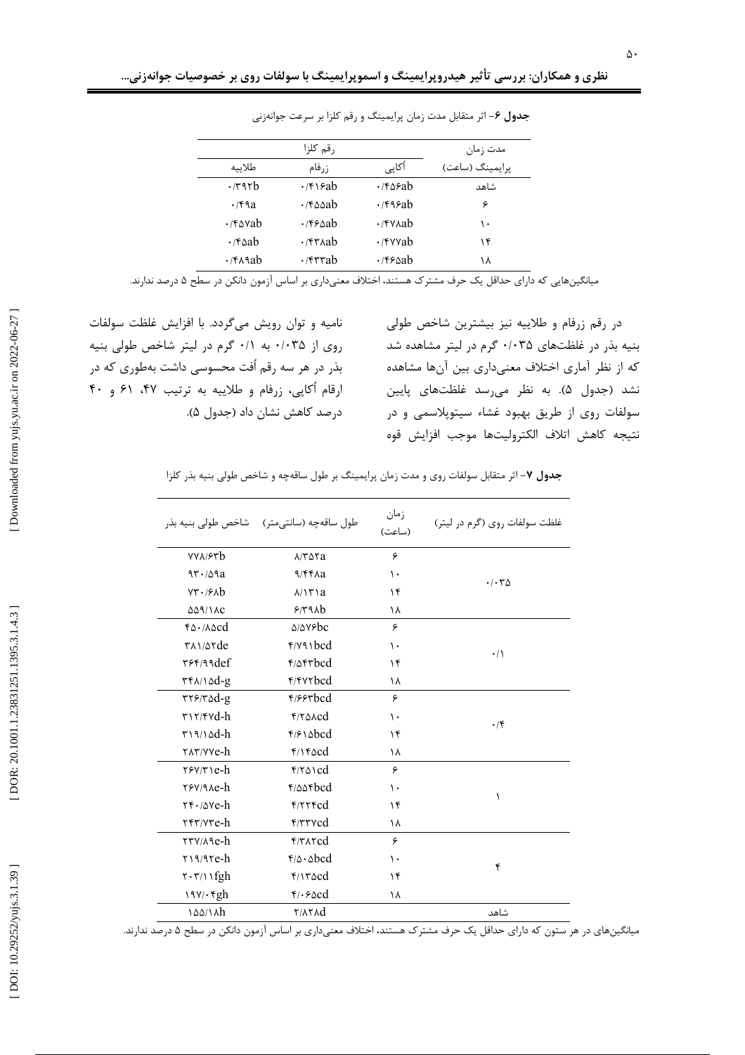**جدول ۶**- اثر متقابل مدت زمان پرایمینگ و رقم کلزا بر سرعت جوانه‌زنی

| مدت زمان | رقم کلزا | | |
|---|---|---|---|
| پرایمینگ (ساعت) | أکاپی | زرفام | طلاییه |
| شاهد | ۰/۴۵۶ab | ۰/۴۱۶ab | ۰/۳۹۲b |
| ۶ | ۰/۴۹۶ab | ۰/۴۵۵ab | ۰/۴۹a |
| ۱۰ | ۰/۴۷۸ab | ۰/۴۶۵ab | ۰/۴۵۷ab |
| ۱۴ | ۰/۴۷۷ab | ۰/۴۳۸ab | ۰/۴۵ab |
| ۱۸ | ۰/۴۶۵ab | ۰/۴۳۳ab | ۰/۴۸۹ab |

میانگین‌هایی که دارای حداقل یک حرف مشترک هستند، اختلاف معنی‌داری بر اساس آزمون دانکن در سطح ۵ درصد ندارند.

در رقم زرفام و طلاییه نیز بیشترین شاخص طولی بنیه بذر در غلظت‌های ۰/۰۳۵ گرم در لیتر مشاهده شد که از نظر آماری اختلاف معنی‌داری بین آن‌ها مشاهده نشد (جدول ۵). به نظر می‌رسد غلظت‌های پایین سولفات روی از طریق بهبود غشاء سیتوپلاسمی و در نتیجه کاهش اتلاف الکترولیت‌ها موجب افزایش قوه نامیه و توان رویش می‌گردد. با افزایش غلظت سولفات روی از ۰/۰۳۵ به ۰/۱ گرم در لیتر شاخص طولی بنیه بذر در هر سه رقم اُفت محسوسی داشت به‌طوری که در ارقام اُکاپی، زرفام و طلاییه به ترتیب ۴۷، ۶۱ و ۴۰ درصد کاهش نشان داد (جدول ۵).

**جدول ۷**- اثر متقابل سولفات روی و مدت زمان پرایمینگ بر طول ساقه‌چه و شاخص طولی بنیه بذر کلزا

| غلظت سولفات روی (گرم در لیتر) | زمان (ساعت) | طول ساقه‌چه (سانتی‌متر) | شاخص طولی بنیه بذر |
|---|---|---|---|
| ۰/۰۳۵ | ۶ | ۸/۳۵۲a | ۷۷۸/۶۳b |
| | ۱۰ | ۹/۴۴۸a | ۹۳۰/۵۹a |
| | ۱۴ | ۸/۱۳۱a | ۷۳۰/۶۸b |
| | ۱۸ | ۶/۳۹۸b | ۵۵۹/۱۸c |
| ۰/۱ | ۶ | ۵/۵۷۶bc | ۴۵۰/۸۵cd |
| | ۱۰ | ۴/۷۹۱bcd | ۳۸۱/۵۲de |
| | ۱۴ | ۴/۵۴۳bcd | ۳۶۴/۹۹def |
| | ۱۸ | ۴/۴۷۲bcd | ۳۴۸/۱۵d-g |
| ۰/۴ | ۶ | ۴/۶۶۳bcd | ۳۲۶/۳۵d-g |
| | ۱۰ | ۴/۲۵۸cd | ۳۱۲/۴۷d-h |
| | ۱۴ | ۴/۶۱۵bcd | ۳۱۹/۱۵d-h |
| | ۱۸ | ۴/۱۴۵cd | ۲۸۳/۷۷e-h |
| ۱ | ۶ | ۴/۲۵۱cd | ۲۶۷/۳۱e-h |
| | ۱۰ | ۴/۵۵۴bcd | ۲۶۷/۹۸e-h |
| | ۱۴ | ۴/۲۲۴cd | ۲۴۰/۵۷e-h |
| | ۱۸ | ۴/۳۳۷cd | ۲۴۳/۷۳e-h |
| ۴ | ۶ | ۴/۳۸۲cd | ۲۳۷/۸۹e-h |
| | ۱۰ | ۴/۵۰۵bcd | ۲۱۹/۹۲e-h |
| | ۱۴ | ۴/۱۳۵cd | ۲۰۳/۱۱fgh |
| | ۱۸ | ۴/۰۶۵cd | ۱۹۷/۰۴gh |
| شاهد | | ۲/۸۲۸d | ۱۵۵/۱۸h |

میانگین‌های در هر ستون که دارای حداقل یک حرف مشترک هستند، اختلاف معنی‌داری بر اساس آزمون دانکن در سطح ۵ درصد ندارند.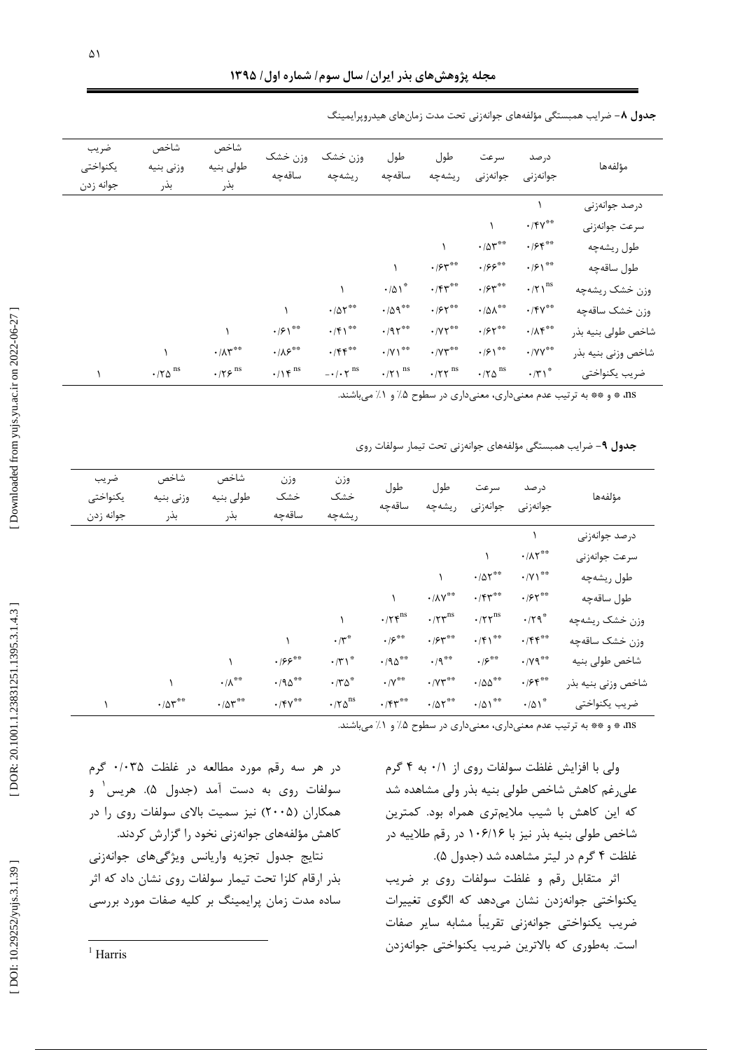**جدول ۸**- ضرایب همبستگی مؤلفه‌های جوانه‌زنی تحت مدت زمان‌های هیدروپرایمینگ

| مؤلفه‌ها | درصد جوانه‌زنی | سرعت جوانه‌زنی | طول ریشه‌چه | طول ساقه‌چه | وزن خشک ریشه‌چه | وزن خشک ساقه‌چه | شاخص طولی بنیه بذر | شاخص وزنی بنیه بذر | ضریب یکنواختی جوانه زدن |
|---|---|---|---|---|---|---|---|---|---|
| درصد جوانه‌زنی | ۱ | | | | | | | | |
| سرعت جوانه‌زنی | \*\*۰/۴۷ | ۱ | | | | | | | |
| طول ریشه‌چه | \*\*۰/۶۴ | \*\*۰/۵۳ | ۱ | | | | | | |
| طول ساقه‌چه | \*\*۰/۶۱ | \*\*۰/۶۶ | \*\*۰/۶۳ | ۱ | | | | | |
| وزن خشک ریشه‌چه | ns۰/۲۱ | \*\*۰/۶۳ | \*\*۰/۴۳ | \*۰/۵۱ | ۱ | | | | |
| وزن خشک ساقه‌چه | \*\*۰/۴۷ | \*\*۰/۵۸ | \*\*۰/۶۲ | \*\*۰/۵۹ | \*\*۰/۵۲ | ۱ | | | |
| شاخص طولی بنیه بذر | \*\*۰/۸۴ | \*\*۰/۶۳ | \*\*۰/۷۲ | \*\*۰/۹۲ | \*\*۰/۴۱ | \*\*۰/۶۱ | ۱ | | |
| شاخص وزنی بنیه بذر | \*\*۰/۷۷ | \*\*۰/۶۱ | \*\*۰/۷۳ | \*\*۰/۷۱ | \*\*۰/۴۴ | \*\*۰/۸۶ | \*\*۰/۸۳ | ۱ | |
| ضریب یکنواختی | \*۰/۳۱ | ns۰/۲۵ | ns۰/۲۲ | ns۰/۲۱ | ns۰/۰۲- | ns۰/۱۴ | ns۰/۲۶ | ns۰/۲۵ | ۱ |

ns، \* و \*\* به ترتیب عدم معنی‌داری، معنی‌داری در سطوح ۵٪ و ۱٪ می‌باشند.

**جدول ۹**- ضرایب همبستگی مؤلفه‌های جوانه‌زنی تحت تیمار سولفات روی

| مؤلفه‌ها | درصد جوانه‌زنی | سرعت جوانه‌زنی | طول ریشه‌چه | طول ساقه‌چه | وزن خشک ریشه‌چه | وزن خشک ساقه‌چه | شاخص طولی بنیه بذر | شاخص وزنی بنیه بذر | ضریب یکنواختی جوانه زدن |
|---|---|---|---|---|---|---|---|---|---|
| درصد جوانه‌زنی | ۱ | | | | | | | | |
| سرعت جوانه‌زنی | \*\*۰/۸۲ | ۱ | | | | | | | |
| طول ریشه‌چه | \*\*۰/۷۱ | \*\*۰/۵۲ | ۱ | | | | | | |
| طول ساقه‌چه | \*\*۰/۶۲ | \*\*۰/۴۳ | \*\*۰/۸۷ | ۱ | | | | | |
| وزن خشک ریشه‌چه | \*۰/۲۹ | ns۰/۲۲ | ns۰/۲۳ | ns۰/۲۴ | ۱ | | | | |
| وزن خشک ساقه‌چه | \*\*۰/۴۴ | \*\*۰/۴۱ | \*\*۰/۶۳ | \*\*۰/۶ | \*۰/۳ | ۱ | | | |
| شاخص طولی بنیه | \*\*۰/۷۹ | \*\*۰/۶ | \*\*۰/۹ | \*\*۰/۹۵ | \*۰/۳۱ | \*\*۰/۶۶ | ۱ | | |
| شاخص وزنی بنیه بذر | \*\*۰/۶۴ | \*\*۰/۵۵ | \*\*۰/۷۳ | \*\*۰/۷ | \*۰/۳۵ | \*\*۰/۹۵ | \*\*۰/۸ | ۱ | |
| ضریب یکنواختی | \*۰/۵۱ | \*\*۰/۵۱ | \*\*۰/۵۲ | \*\*۰/۴۳ | ns۰/۲۵ | \*\*۰/۴۷ | \*\*۰/۵۳ | \*\*۰/۵۳ | ۱ |

ns، \* و \*\* به ترتیب عدم معنی‌داری، معنی‌داری در سطوح ۵٪ و ۱٪ می‌باشند.

ولی با افزایش غلظت سولفات روی از ۰/۱ به ۴ گرم علی‌رغم کاهش شاخص طولی بنیه بذر ولی مشاهده شد که این کاهش با شیب ملایم‌تری همراه بود. کمترین شاخص طولی بنیه بذر نیز با ۱۰۶/۱۶ در رقم طلاییه در غلظت ۴ گرم در لیتر مشاهده شد (جدول ۵).

اثر متقابل رقم و غلظت سولفات روی بر ضریب یکنواختی جوانه‌زدن نشان می‌دهد که الگوی تغییرات ضریب یکنواختی جوانه‌زنی تقریباً مشابه سایر صفات است. به‌طوری که بالاترین ضریب یکنواختی جوانه‌زدن در هر سه رقم مورد مطالعه در غلظت ۰/۰۳۵ گرم سولفات روی به دست آمد (جدول ۵). هریس[1] و همکاران (۲۰۰۵) نیز سمیت بالای سولفات روی را در کاهش مؤلفه‌های جوانه‌زنی نخود را گزارش کردند.

نتایج جدول تجزیه واریانس ویژگی‌های جوانه‌زنی بذر ارقام کلزا تحت تیمار سولفات روی نشان داد که اثر ساده مدت زمان پرایمینگ بر کلیه صفات مورد بررسی

[1] Harris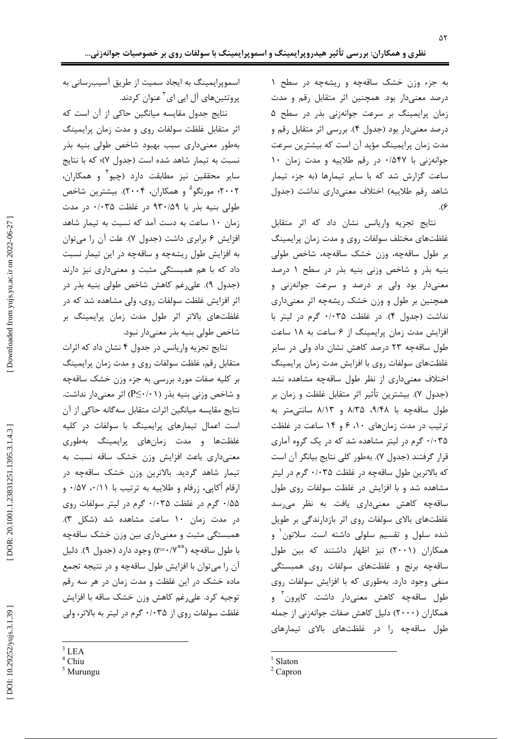به جزء وزن خشک ساقه‌چه و ریشه‌چه در سطح ۱ درصد معنی‌دار بود. همچنین اثر متقابل رقم و مدت زمان پرایمینگ بر سرعت جوانه‌زنی بذر در سطح ۵ درصد معنی‌دار بود (جدول ۴). بررسی اثر متقابل رقم و مدت زمان پرایمینگ مؤید آن است که بیشترین سرعت جوانه‌زنی با ۰/۵۴۷ در رقم طلاییه و مدت زمان ۱۰ ساعت گزارش شد که با سایر تیمارها (به جزء تیمار شاهد رقم طلاییه) اختلاف معنی‌داری نداشت (جدول ۶).

نتایج تجزیه واریانس نشان داد که اثر متقابل غلظت‌های مختلف سولفات روی و مدت زمان پرایمینگ بر طول ساقه‌چه، وزن خشک ساقه‌چه، شاخص طولی بنیه بذر و شاخص وزنی بنیه بذر در سطح ۱ درصد معنی‌دار بود ولی بر درصد و سرعت جوانه‌زنی و همچنین بر طول و وزن خشک ریشه‌چه اثر معنی‌داری نداشت (جدول ۴). در غلظت ۰/۰۳۵ گرم در لیتر با افزایش مدت زمان پرایمینگ از ۶ ساعت به ۱۸ ساعت طول ساقه‌چه ۲۳ درصد کاهش نشان داد ولی در سایر غلظت‌های سولفات روی با افزایش مدت زمان پرایمینگ اختلاف معنی‌داری از نظر طول ساقه‌چه مشاهده نشد (جدول ۷). بیشترین تأثیر اثر متقابل غلظت و زمان بر طول ساقه‌چه با ۹/۴۸، ۸/۳۵ و ۸/۱۳ سانتی‌متر به ترتیب در مدت زمان‌های ۱۰، ۶ و ۱۴ ساعت در غلظت ۰/۰۳۵ گرم در لیتر مشاهده شد که در یک گروه آماری قرار گرفتند (جدول ۷). به‌طور کلی نتایج بیانگر آن است که بالاترین طول ساقه‌چه در غلظت ۰/۰۳۵ گرم در لیتر مشاهده شد و با افزایش در غلظت سولفات روی طول ساقه‌چه کاهش معنی‌داری یافت. به نظر می‌رسد غلظت‌های بالای سولفات روی اثر بازدارندگی بر طویل شده سلول و تقسیم سلولی داشته است. سلاتون[1] و همکاران (۲۰۰۱) نیز اظهار داشتند که بین طول ساقه‌چه برنج و غلظت‌های سولفات روی همبستگی منفی وجود دارد. به‌طوری که با افزایش سولفات روی طول ساقه‌چه کاهش معنی‌دار داشت. کاپرون[2] و همکاران (۲۰۰۰) دلیل کاهش صفات جوانه‌زنی از جمله طول ساقه‌چه را در غلظت‌های بالای تیمارهای اسموپرایمینگ به ایجاد سمیت از طریق آسیب‌رسانی به پروتئین‌های آل ایی ای[3] عنوان کردند.

نتایج جدول مقایسه میانگین حاکی از آن است که اثر متقابل غلظت سولفات روی و مدت زمان پرایمینگ به‌طور معنی‌داری سبب بهبود شاخص طولی بنیه بذر نسبت به تیمار شاهد شده است (جدول ۷)؛ که با نتایج سایر محققین نیز مطابقت دارد (چیو[4] و همکاران، ۲۰۰۲؛ مورنگو[5] و همکاران، ۲۰۰۴). بیشترین شاخص طولی بنیه بذر با ۹۳۰/۵۹ در غلظت ۰/۰۳۵ در مدت زمان ۱۰ ساعت به دست آمد که نسبت به تیمار شاهد افزایش ۶ برابری داشت (جدول ۷). علت آن را می‌توان به افزایش طول ریشه‌چه و ساقه‌چه در این تیمار نسبت داد که با هم همبستگی مثبت و معنی‌داری نیز دارند (جدول ۹). علی‌رغم کاهش شاخص طولی بنیه بذر در اثر افزایش غلظت سولفات روی، ولی مشاهده شد که در غلظت‌های بالاتر اثر طول مدت زمان پرایمینگ بر شاخص طولی بنیه بذر معنی‌دار نبود.

نتایج تجزیه واریانس در جدول ۴ نشان داد که اثرات متقابل رقم، غلظت سولفات روی و مدت زمان پرایمینگ بر کلیه صفات مورد بررسی به جزء وزن خشک ساقه‌چه و شاخص وزنی بنیه بذر ($P\leq0/01$) اثر معنی‌دار نداشت. نتایج مقایسه میانگین اثرات متقابل سه‌گانه حاکی از آن است که اعمال تیمارهای پرایمینگ با سولفات روی در کلیه غلظت‌ها و مدت زمان‌های پرایمینگ به‌طوری معنی‌داری باعث افزایش وزن خشک ساقه نسبت به تیمار شاهد گردید. بالاترین وزن خشک ساقه‌چه در ارقام آکاپی، زرفام و طلاییه به ترتیب با ۰/۱۱، ۰/۵۷ و ۰/۵۵ گرم در غلظت ۰/۰۳۵ گرم در لیتر سولفات روی در مدت زمان ۱۰ ساعت مشاهده شد (شکل ۳). همبستگی مثبت و معنی‌داری بین وزن خشک ساقه‌چه با طول ساقه‌چه ($r=0/7^{**}$) وجود دارد (جدول ۹). دلیل آن را می‌توان با افزایش طول ساقه‌چه و در نتیجه تجمع ماده خشک در این غلظت و مدت زمان در هر سه رقم توجیه کرد. علی‌رغم کاهش وزن خشک ساقه با افزایش غلظت سولفات روی از ۰/۰۳۵ گرم در لیتر به بالاتر، ولی

---

[1] Slaton
[2] Capron
[3] LEA
[4] Chiu
[5] Murungu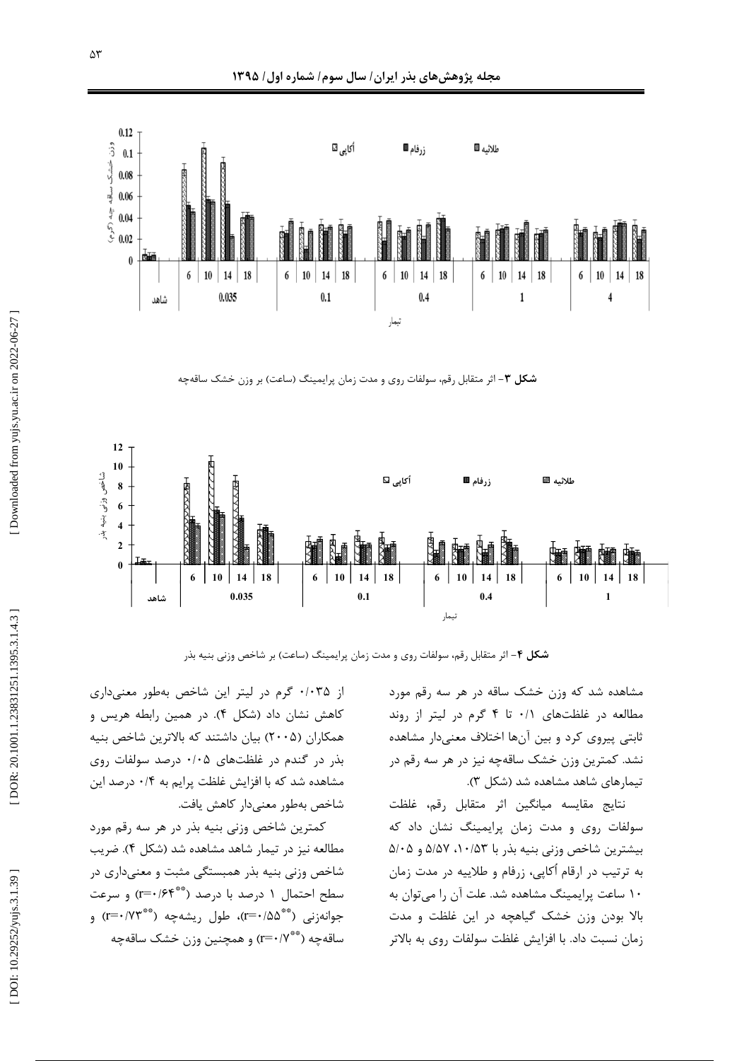**شکل ۳**- اثر متقابل رقم، سولفات روی و مدت زمان پرایمینگ (ساعت) بر وزن خشک ساقه‌چه

**شکل ۴**- اثر متقابل رقم، سولفات روی و مدت زمان پرایمینگ (ساعت) بر شاخص وزنی بنیه بذر

مشاهده شد که وزن خشک ساقه در هر سه رقم مورد مطالعه در غلظت‌های ۰/۱ تا ۴ گرم در لیتر از روند ثابتی پیروی کرد و بین آن‌ها اختلاف معنی‌دار مشاهده نشد. کمترین وزن خشک ساقه‌چه نیز در هر سه رقم در تیمارهای شاهد مشاهده شد (شکل ۳).

نتایج مقایسه میانگین اثر متقابل رقم، غلظت سولفات روی و مدت زمان پرایمینگ نشان داد که بیشترین شاخص وزنی بنیه بذر با ۱۰/۵۳، ۵/۵۷ و ۵/۰۵ به ترتیب در ارقام أکاپی، زرفام و طلاییه در مدت زمان ۱۰ ساعت پرایمینگ مشاهده شد. علت آن را می‌توان به بالا بودن وزن خشک گیاهچه در این غلظت و مدت زمان نسبت داد. با افزایش غلظت سولفات روی به بالاتر از ۰/۰۳۵ گرم در لیتر این شاخص به‌طور معنی‌داری کاهش نشان داد (شکل ۴). در همین رابطه هریس و همکاران (۲۰۰۵) بیان داشتند که بالاترین شاخص بنیه بذر در گندم در غلظت‌های ۰/۰۵ درصد سولفات روی مشاهده شد که با افزایش غلظت پرایم به ۰/۴ درصد این شاخص به‌طور معنی‌دار کاهش یافت.

کمترین شاخص وزنی بنیه بذر در هر سه رقم مورد مطالعه نیز در تیمار شاهد مشاهده شد (شکل ۴). ضریب شاخص وزنی بنیه بذر همبستگی مثبت و معنی‌داری در سطح احتمال ۱ درصد با درصد ($r=0/64^{**}$) و سرعت جوانه‌زنی ($r=0/55^{**}$)، طول ریشه‌چه ($r=0/73^{**}$) و ساقه‌چه ($r=0/7^{**}$) و همچنین وزن خشک ساقه‌چه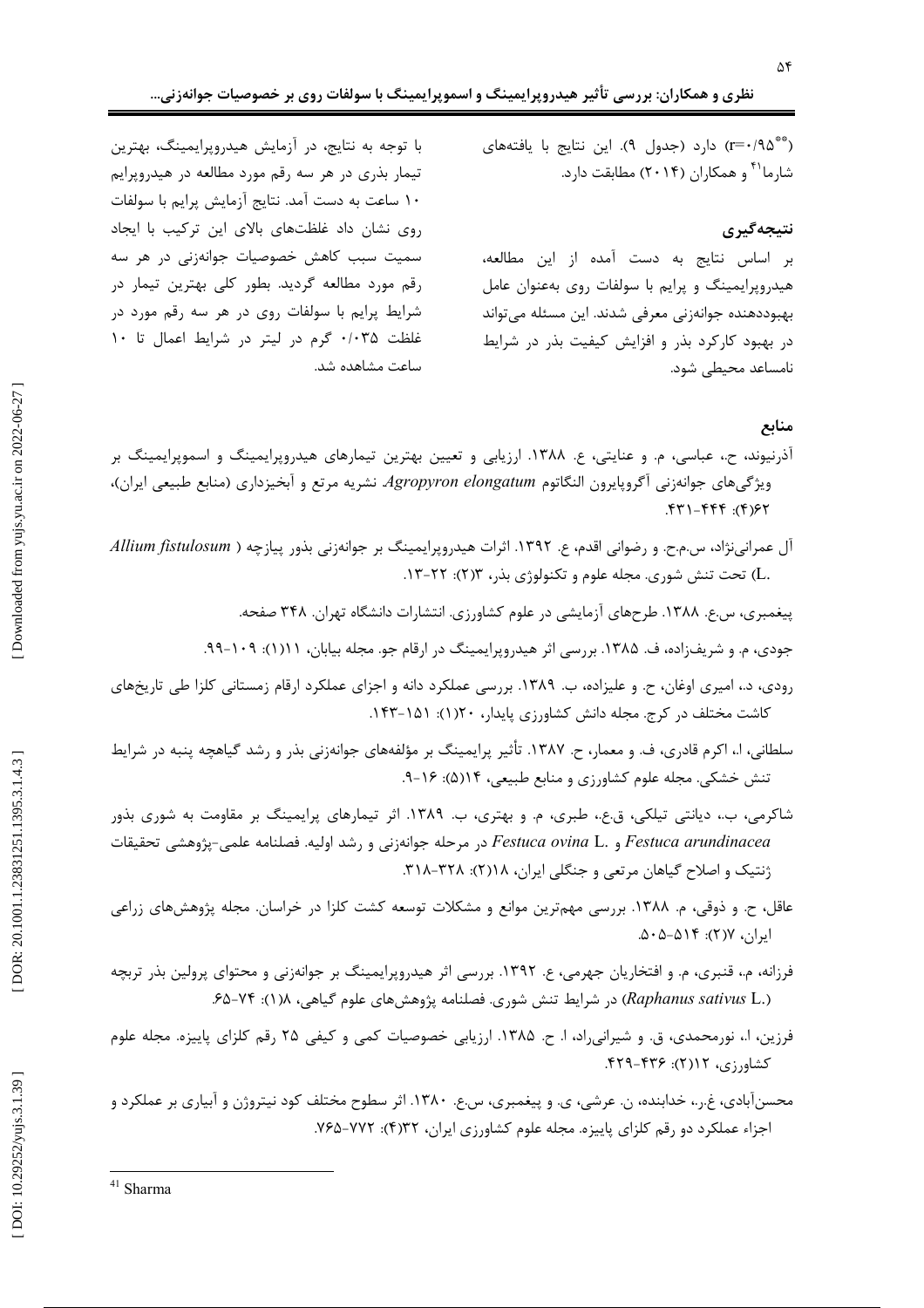($r=0/95^{**}$) دارد (جدول ۹). این نتایج با یافته‌های شارما[41] و همکاران (۲۰۱۴) مطابقت دارد.

## نتیجه‌گیری

بر اساس نتایج به دست آمده از این مطالعه، هیدروپرایمینگ و پرایم با سولفات روی به‌عنوان عامل بهبوددهنده جوانه‌زنی معرفی شدند. این مسئله می‌تواند در بهبود کارکرد بذر و افزایش کیفیت بذر در شرایط نامساعد محیطی شود.

با توجه به نتایج، در آزمایش هیدروپرایمینگ، بهترین تیمار بذری در هر سه رقم مورد مطالعه در هیدروپرایم ۱۰ ساعت به دست آمد. نتایج آزمایش پرایم با سولفات روی نشان داد غلظت‌های بالای این ترکیب با ایجاد سمیت سبب کاهش خصوصیات جوانه‌زنی در هر سه رقم مورد مطالعه گردید. بطور کلی بهترین تیمار در شرایط پرایم با سولفات روی در هر سه رقم مورد در غلظت ۰/۰۳۵ گرم در لیتر در شرایط اعمال تا ۱۰ ساعت مشاهده شد.

## منابع

آذرنیوند، ح.، عباسی، م. و عنایتی، ع. ۱۳۸۸. ارزیابی و تعیین بهترین تیمارهای هیدروپرایمینگ و اسموپرایمینگ بر ویژگی‌های جوانه‌زنی آگروپایرون النگاتوم *Agropyron elongatum* نشریه مرتع و آبخیزداری (منابع طبیعی ایران)، ۶۲(۴): ۴۴۴-۴۳۱.

آل عمرانی‌نژاد، س.م.ح. و رضوانی اقدم، ع. ۱۳۹۲. اثرات هیدروپرایمینگ بر جوانه‌زنی بذور پیازچه (*Allium fistulosum* L.) تحت تنش شوری. مجله علوم و تکنولوژی بذر، ۳(۲): ۲۲-۱۳.

پیغمبری، س.ع. ۱۳۸۸. طرح‌های آزمایشی در علوم کشاورزی. انتشارات دانشگاه تهران. ۳۴۸ صفحه.

جودی، م. و شریف‌زاده، ف. ۱۳۸۵. بررسی اثر هیدروپرایمینگ در ارقام جو. مجله بیابان، ۱۱(۱): ۱۰۹-۹۹.

رودی، د.، امیری اوغان، ح. و علیزاده، ب. ۱۳۸۹. بررسی عملکرد دانه و اجزای عملکرد ارقام زمستانی کلزا طی تاریخ‌های کاشت مختلف در کرج. مجله دانش کشاورزی پایدار، ۲۰(۱): ۱۵۱-۱۴۳.

سلطانی، ا.، اکرم قادری، ف. و معمار، ح. ۱۳۸۷. تأثیر پرایمینگ بر مؤلفه‌های جوانه‌زنی بذر و رشد گیاهچه پنبه در شرایط تنش خشکی. مجله علوم کشاورزی و منابع طبیعی، ۱۴(۵): ۱۶-۹.

شاکرمی، ب.، دیانتی تیلکی، ق.ع.، طبری، م. و بهتری، ب. ۱۳۸۹. اثر تیمارهای پرایمینگ بر مقاومت به شوری بذور *Festuca arundinacea* و *Festuca ovina* L. در مرحله جوانه‌زنی و رشد اولیه. فصلنامه علمی-پژوهشی تحقیقات ژنتیک و اصلاح گیاهان مرتعی و جنگلی ایران، ۱۸(۲): ۳۲۸-۳۱۸.

عاقل، ح. و ذوقی، م. ۱۳۸۸. بررسی مهم‌ترین موانع و مشکلات توسعه کشت کلزا در خراسان. مجله پژوهش‌های زراعی ایران، ۷(۲): ۵۱۴-۵۰۵.

فرزانه، م.، قنبری، م. و افتخاریان جهرمی، ع. ۱۳۹۲. بررسی اثر هیدروپرایمینگ بر جوانه‌زنی و محتوای پرولین بذر تربچه (*Raphanus sativus* L.) در شرایط تنش شوری. فصلنامه پژوهش‌های علوم گیاهی، ۸(۱): ۷۴-۶۵.

فرزین، ا.، نورمحمدی، ق. و شیرانی‌راد، ا. ح. ۱۳۸۵. ارزیابی خصوصیات کمی و کیفی ۲۵ رقم کلزای پاییزه. مجله علوم کشاورزی، ۱۲(۲): ۴۳۶-۴۲۹.

محسن‌آبادی، غ.ر.، خدابنده، ن. عرشی، ی. و پیغمبری، س.ع. ۱۳۸۰. اثر سطوح مختلف کود نیتروژن و آبیاری بر عملکرد و اجزاء عملکرد دو رقم کلزای پاییزه. مجله علوم کشاورزی ایران، ۳۲(۴): ۷۷۲-۷۶۵.

---

[41] Sharma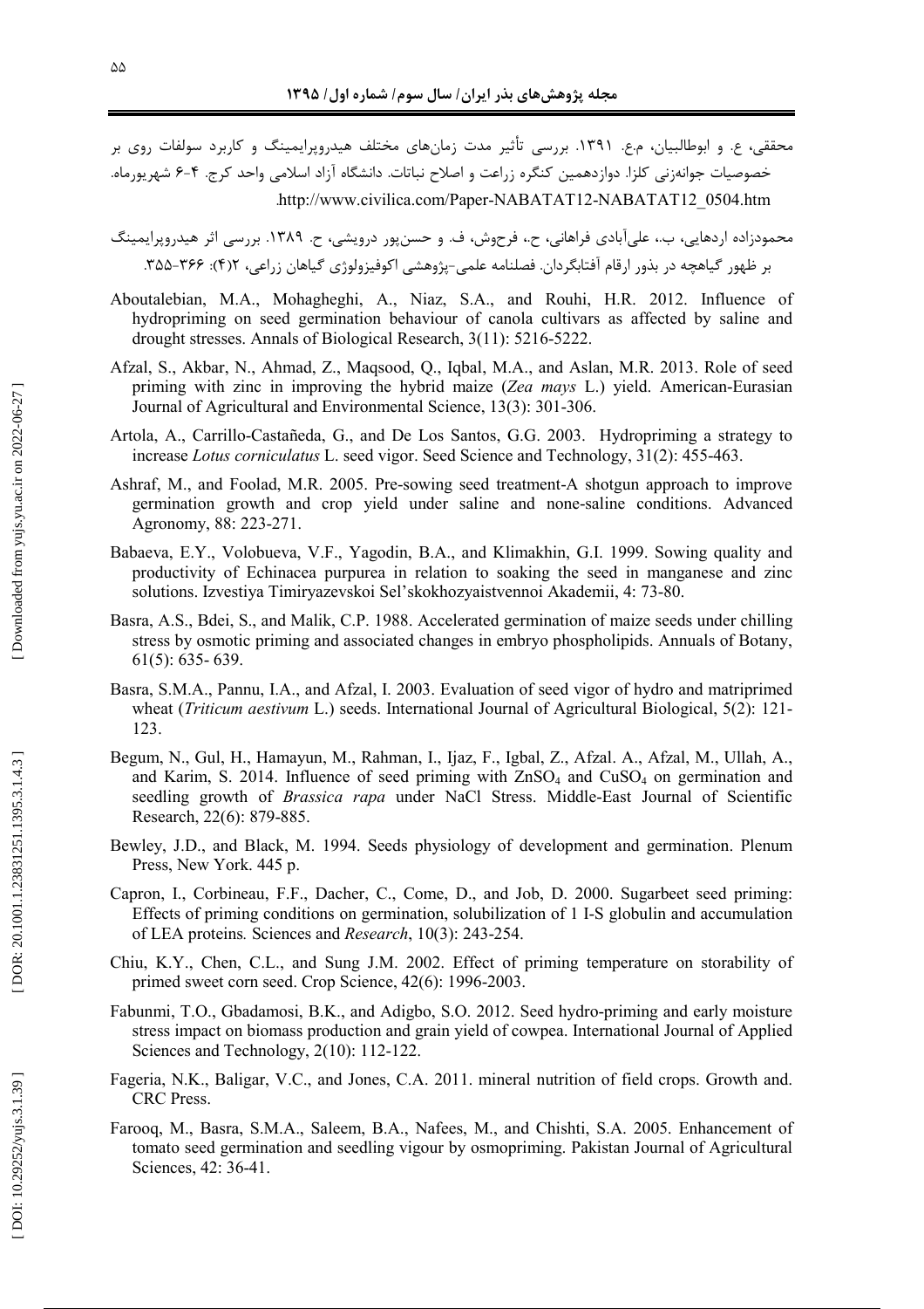محققی، ع. و ابوطالبیان، م.ع. ۱۳۹۱. بررسی تأثیر مدت زمان‌های مختلف هیدروپرایمینگ و کاربرد سولفات روی بر خصوصیات جوانه‌زنی کلزا. دوازدهمین کنگره زراعت و اصلاح نباتات. دانشگاه آزاد اسلامی واحد کرج. ۴-۶ شهریورماه. http://www.civilica.com/Paper-NABATAT12-NABATAT12_0504.htm.

محمودزاده اردهایی، ب.، علی‌آبادی فراهانی، ح.، فرحوش، ف. و حسن‌پور درویشی، ح. ۱۳۸۹. بررسی اثر هیدروپرایمینگ بر ظهور گیاهچه در بذور ارقام آفتابگردان. فصلنامه علمی-پژوهشی اکوفیزیولوژی گیاهان زراعی، ۲(۴): ۳۶۶-۳۵۵.

Aboutalebian, M.A., Mohagheghi, A., Niaz, S.A., and Rouhi, H.R. 2012. Influence of hydropriming on seed germination behaviour of canola cultivars as affected by saline and drought stresses. Annals of Biological Research, 3(11): 5216-5222.

Afzal, S., Akbar, N., Ahmad, Z., Maqsood, Q., Iqbal, M.A., and Aslan, M.R. 2013. Role of seed priming with zinc in improving the hybrid maize (*Zea mays* L.) yield. American-Eurasian Journal of Agricultural and Environmental Science, 13(3): 301-306.

Artola, A., Carrillo-Castañeda, G., and De Los Santos, G.G. 2003. Hydropriming a strategy to increase *Lotus corniculatus* L. seed vigor. Seed Science and Technology, 31(2): 455-463.

Ashraf, M., and Foolad, M.R. 2005. Pre-sowing seed treatment-A shotgun approach to improve germination growth and crop yield under saline and none-saline conditions. Advanced Agronomy, 88: 223-271.

Babaeva, E.Y., Volobueva, V.F., Yagodin, B.A., and Klimakhin, G.I. 1999. Sowing quality and productivity of Echinacea purpurea in relation to soaking the seed in manganese and zinc solutions. Izvestiya Timiryazevskoi Sel'skokhozyaistvennoi Akademii, 4: 73-80.

Basra, A.S., Bdei, S., and Malik, C.P. 1988. Accelerated germination of maize seeds under chilling stress by osmotic priming and associated changes in embryo phospholipids. Annuals of Botany, 61(5): 635- 639.

Basra, S.M.A., Pannu, I.A., and Afzal, I. 2003. Evaluation of seed vigor of hydro and matriprimed wheat (*Triticum aestivum* L.) seeds. International Journal of Agricultural Biological, 5(2): 121-123.

Begum, N., Gul, H., Hamayun, M., Rahman, I., Ijaz, F., Igbal, Z., Afzal. A., Afzal, M., Ullah, A., and Karim, S. 2014. Influence of seed priming with $ZnSO_4$ and $CuSO_4$ on germination and seedling growth of *Brassica rapa* under NaCl Stress. Middle-East Journal of Scientific Research, 22(6): 879-885.

Bewley, J.D., and Black, M. 1994. Seeds physiology of development and germination. Plenum Press, New York. 445 p.

Capron, I., Corbineau, F.F., Dacher, C., Come, D., and Job, D. 2000. Sugarbeet seed priming: Effects of priming conditions on germination, solubilization of 1 I-S globulin and accumulation of LEA proteins. Sciences and *Research*, 10(3): 243-254.

Chiu, K.Y., Chen, C.L., and Sung J.M. 2002. Effect of priming temperature on storability of primed sweet corn seed. Crop Science, 42(6): 1996-2003.

Fabunmi, T.O., Gbadamosi, B.K., and Adigbo, S.O. 2012. Seed hydro-priming and early moisture stress impact on biomass production and grain yield of cowpea. International Journal of Applied Sciences and Technology, 2(10): 112-122.

Fageria, N.K., Baligar, V.C., and Jones, C.A. 2011. mineral nutrition of field crops. Growth and. CRC Press.

Farooq, M., Basra, S.M.A., Saleem, B.A., Nafees, M., and Chishti, S.A. 2005. Enhancement of tomato seed germination and seedling vigour by osmopriming. Pakistan Journal of Agricultural Sciences, 42: 36-41.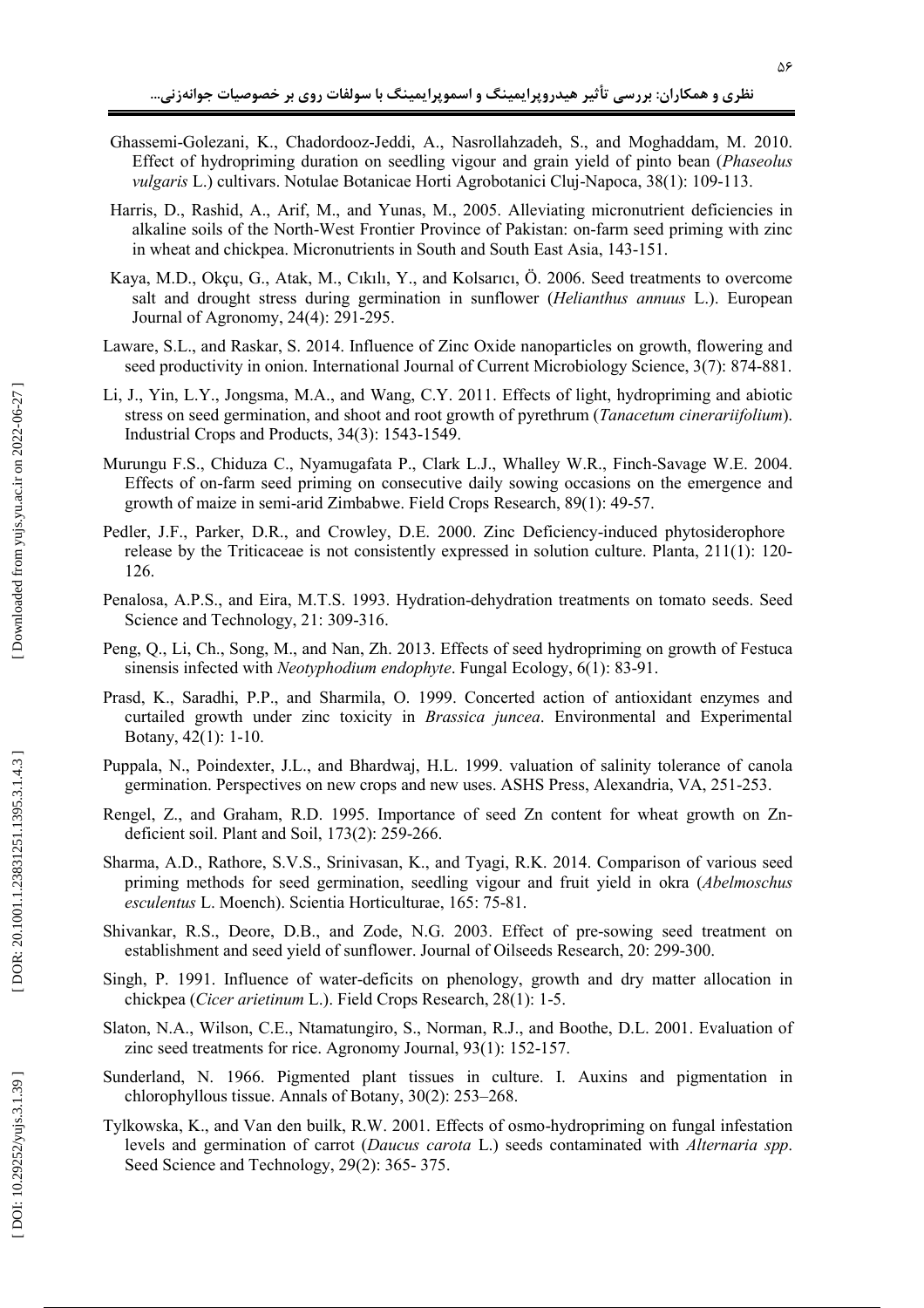Ghassemi-Golezani, K., Chadordooz-Jeddi, A., Nasrollahzadeh, S., and Moghaddam, M. 2010. Effect of hydropriming duration on seedling vigour and grain yield of pinto bean (*Phaseolus vulgaris* L.) cultivars. Notulae Botanicae Horti Agrobotanici Cluj-Napoca, 38(1): 109-113.

Harris, D., Rashid, A., Arif, M., and Yunas, M., 2005. Alleviating micronutrient deficiencies in alkaline soils of the North-West Frontier Province of Pakistan: on-farm seed priming with zinc in wheat and chickpea. Micronutrients in South and South East Asia, 143-151.

Kaya, M.D., Okçu, G., Atak, M., Cıkılı, Y., and Kolsarıcı, Ö. 2006. Seed treatments to overcome salt and drought stress during germination in sunflower (*Helianthus annuus* L.). European Journal of Agronomy, 24(4): 291-295.

Laware, S.L., and Raskar, S. 2014. Influence of Zinc Oxide nanoparticles on growth, flowering and seed productivity in onion. International Journal of Current Microbiology Science, 3(7): 874-881.

Li, J., Yin, L.Y., Jongsma, M.A., and Wang, C.Y. 2011. Effects of light, hydropriming and abiotic stress on seed germination, and shoot and root growth of pyrethrum (*Tanacetum cinerariifolium*). Industrial Crops and Products, 34(3): 1543-1549.

Murungu F.S., Chiduza C., Nyamugafata P., Clark L.J., Whalley W.R., Finch-Savage W.E. 2004. Effects of on-farm seed priming on consecutive daily sowing occasions on the emergence and growth of maize in semi-arid Zimbabwe. Field Crops Research, 89(1): 49-57.

Pedler, J.F., Parker, D.R., and Crowley, D.E. 2000. Zinc Deficiency-induced phytosiderophore release by the Triticaceae is not consistently expressed in solution culture. Planta, 211(1): 120-126.

Penalosa, A.P.S., and Eira, M.T.S. 1993. Hydration-dehydration treatments on tomato seeds. Seed Science and Technology, 21: 309-316.

Peng, Q., Li, Ch., Song, M., and Nan, Zh. 2013. Effects of seed hydropriming on growth of Festuca sinensis infected with *Neotyphodium endophyte*. Fungal Ecology, 6(1): 83-91.

Prasd, K., Saradhi, P.P., and Sharmila, O. 1999. Concerted action of antioxidant enzymes and curtailed growth under zinc toxicity in *Brassica juncea*. Environmental and Experimental Botany, 42(1): 1-10.

Puppala, N., Poindexter, J.L., and Bhardwaj, H.L. 1999. valuation of salinity tolerance of canola germination. Perspectives on new crops and new uses. ASHS Press, Alexandria, VA, 251-253.

Rengel, Z., and Graham, R.D. 1995. Importance of seed Zn content for wheat growth on Zn-deficient soil. Plant and Soil, 173(2): 259-266.

Sharma, A.D., Rathore, S.V.S., Srinivasan, K., and Tyagi, R.K. 2014. Comparison of various seed priming methods for seed germination, seedling vigour and fruit yield in okra (*Abelmoschus esculentus* L. Moench). Scientia Horticulturae, 165: 75-81.

Shivankar, R.S., Deore, D.B., and Zode, N.G. 2003. Effect of pre-sowing seed treatment on establishment and seed yield of sunflower. Journal of Oilseeds Research, 20: 299-300.

Singh, P. 1991. Influence of water-deficits on phenology, growth and dry matter allocation in chickpea (*Cicer arietinum* L.). Field Crops Research, 28(1): 1-5.

Slaton, N.A., Wilson, C.E., Ntamatungiro, S., Norman, R.J., and Boothe, D.L. 2001. Evaluation of zinc seed treatments for rice. Agronomy Journal, 93(1): 152-157.

Sunderland, N. 1966. Pigmented plant tissues in culture. I. Auxins and pigmentation in chlorophyllous tissue. Annals of Botany, 30(2): 253–268.

Tylkowska, K., and Van den builk, R.W. 2001. Effects of osmo-hydropriming on fungal infestation levels and germination of carrot (*Daucus carota* L.) seeds contaminated with *Alternaria spp*. Seed Science and Technology, 29(2): 365- 375.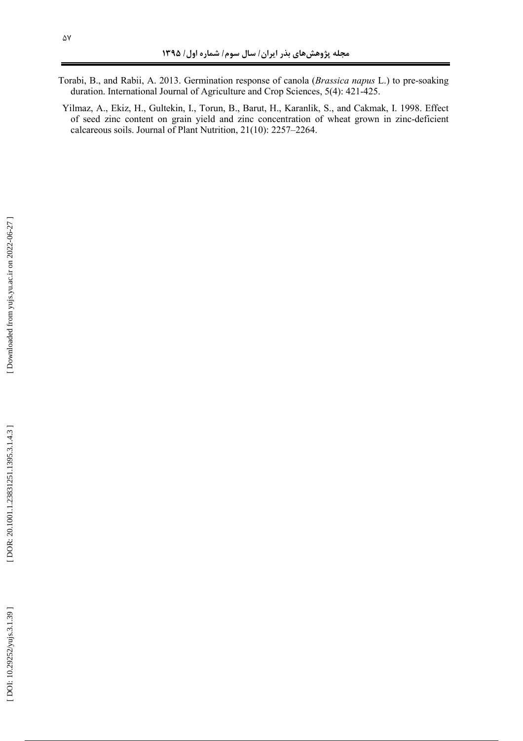Torabi, B., and Rabii, A. 2013. Germination response of canola (*Brassica napus* L.) to pre-soaking duration. International Journal of Agriculture and Crop Sciences, 5(4): 421-425.

Yilmaz, A., Ekiz, H., Gultekin, I., Torun, B., Barut, H., Karanlik, S., and Cakmak, I. 1998. Effect of seed zinc content on grain yield and zinc concentration of wheat grown in zinc-deficient calcareous soils. Journal of Plant Nutrition, 21(10): 2257–2264.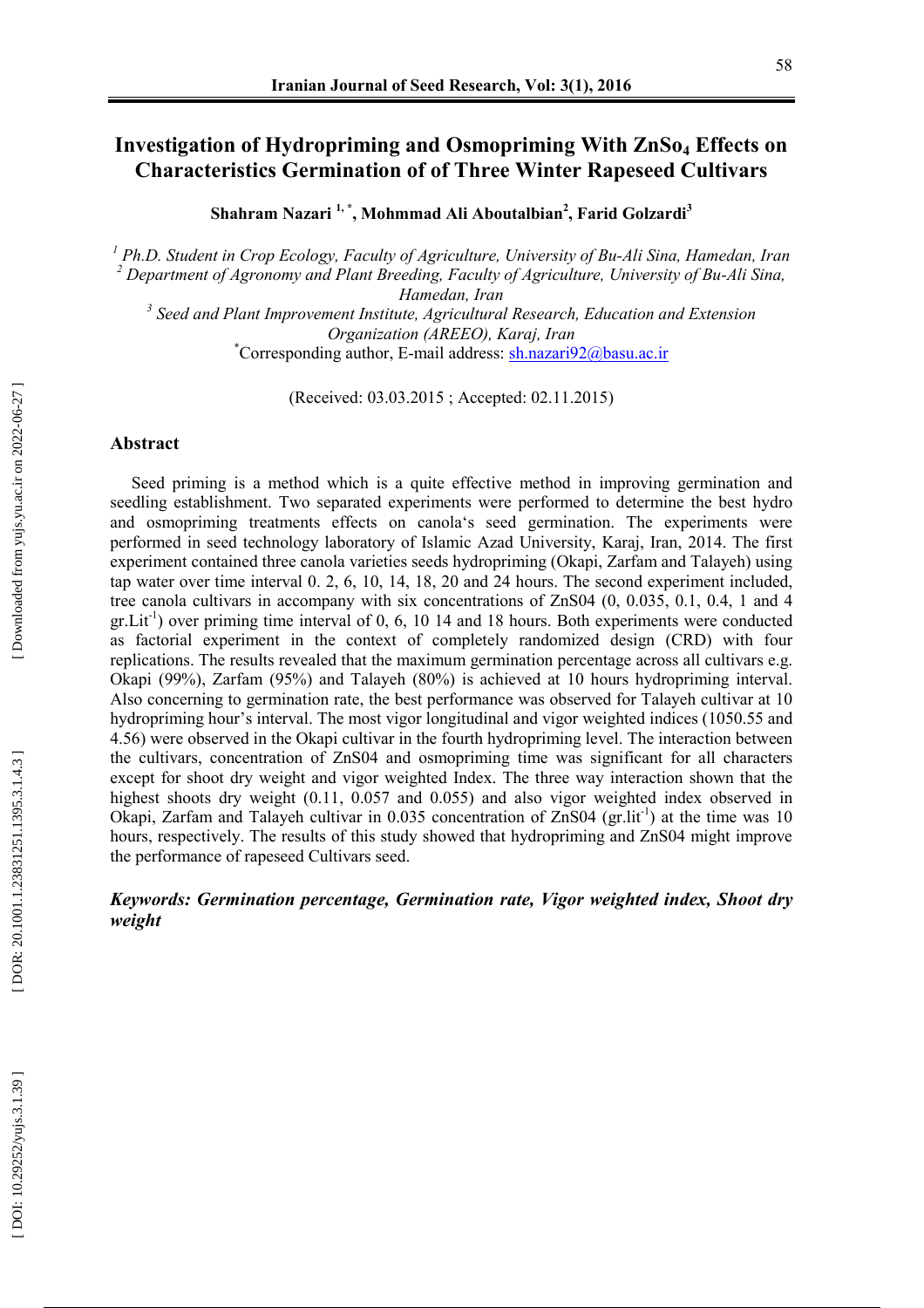# Investigation of Hydropriming and Osmopriming With $ZnSo_4$ Effects on Characteristics Germination of of Three Winter Rapeseed Cultivars

**Shahram Nazari [1,*], Mohmmad Ali Aboutalbian[2], Farid Golzardi[3]**

[1] *Ph.D. Student in Crop Ecology, Faculty of Agriculture, University of Bu-Ali Sina, Hamedan, Iran*
[2] *Department of Agronomy and Plant Breeding, Faculty of Agriculture, University of Bu-Ali Sina, Hamedan, Iran*
[3] *Seed and Plant Improvement Institute, Agricultural Research, Education and Extension Organization (AREEO), Karaj, Iran*
[*]Corresponding author, E-mail address: sh.nazari92@basu.ac.ir

(Received: 03.03.2015 ; Accepted: 02.11.2015)

## Abstract

Seed priming is a method which is a quite effective method in improving germination and seedling establishment. Two separated experiments were performed to determine the best hydro and osmopriming treatments effects on canola's seed germination. The experiments were performed in seed technology laboratory of Islamic Azad University, Karaj, Iran, 2014. The first experiment contained three canola varieties seeds hydropriming (Okapi, Zarfam and Talayeh) using tap water over time interval 0. 2, 6, 10, 14, 18, 20 and 24 hours. The second experiment included, tree canola cultivars in accompany with six concentrations of ZnS04 (0, 0.035, 0.1, 0.4, 1 and 4 $gr.Lit^{-1}$) over priming time interval of 0, 6, 10 14 and 18 hours. Both experiments were conducted as factorial experiment in the context of completely randomized design (CRD) with four replications. The results revealed that the maximum germination percentage across all cultivars e.g. Okapi (99%), Zarfam (95%) and Talayeh (80%) is achieved at 10 hours hydropriming interval. Also concerning to germination rate, the best performance was observed for Talayeh cultivar at 10 hydropriming hour's interval. The most vigor longitudinal and vigor weighted indices (1050.55 and 4.56) were observed in the Okapi cultivar in the fourth hydropriming level. The interaction between the cultivars, concentration of ZnS04 and osmopriming time was significant for all characters except for shoot dry weight and vigor weighted Index. The three way interaction shown that the highest shoots dry weight (0.11, 0.057 and 0.055) and also vigor weighted index observed in Okapi, Zarfam and Talayeh cultivar in 0.035 concentration of ZnS04 ($gr.lit^{-1}$) at the time was 10 hours, respectively. The results of this study showed that hydropriming and ZnS04 might improve the performance of rapeseed Cultivars seed.

***Keywords: Germination percentage, Germination rate, Vigor weighted index, Shoot dry weight***